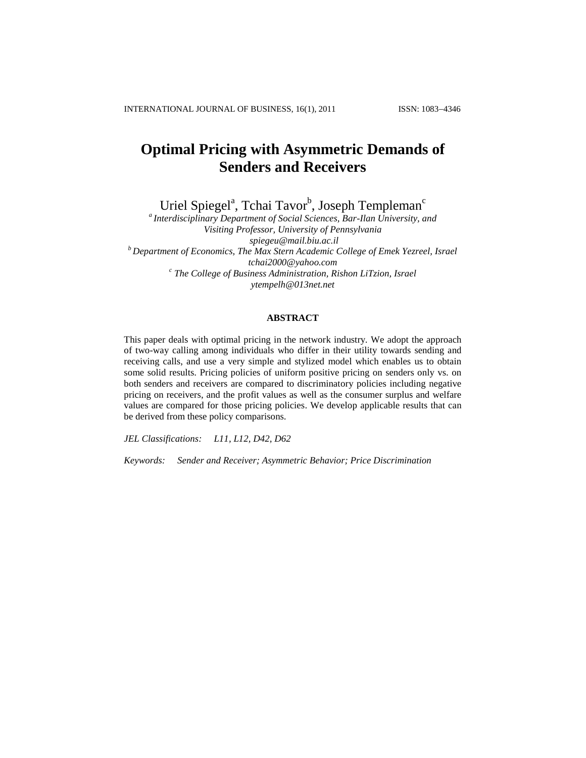# Optimal Pricing with Asymmetric Demands of Senders and Receivers

Uriel Spiegel[a], Tchai Tavor[b], Joseph Templeman[c]

[a] *Interdisciplinary Department of Social Sciences, Bar-Ilan University, and Visiting Professor, University of Pennsylvania*
*spiegeu@mail.biu.ac.il*

[b] *Department of Economics, The Max Stern Academic College of Emek Yezreel, Israel*
*tchai2000@yahoo.com*

[c] *The College of Business Administration, Rishon LiTzion, Israel*
*ytempelh@013net.net*

## ABSTRACT

This paper deals with optimal pricing in the network industry. We adopt the approach of two-way calling among individuals who differ in their utility towards sending and receiving calls, and use a very simple and stylized model which enables us to obtain some solid results. Pricing policies of uniform positive pricing on senders only vs. on both senders and receivers are compared to discriminatory policies including negative pricing on receivers, and the profit values as well as the consumer surplus and welfare values are compared for those pricing policies. We develop applicable results that can be derived from these policy comparisons.

*JEL Classifications:* *L11, L12, D42, D62*

*Keywords:* *Sender and Receiver; Asymmetric Behavior; Price Discrimination*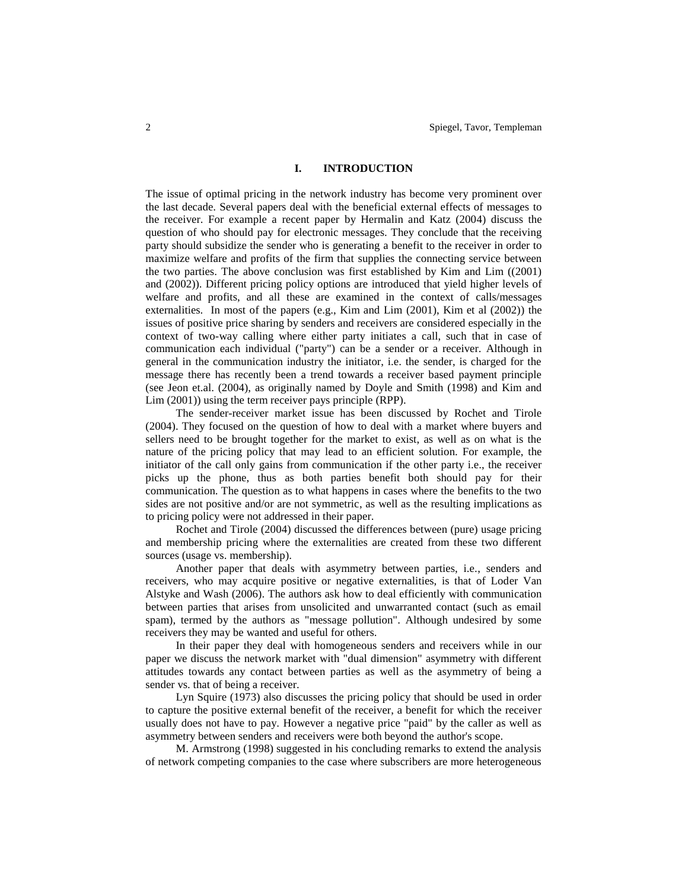# I. INTRODUCTION

The issue of optimal pricing in the network industry has become very prominent over the last decade. Several papers deal with the beneficial external effects of messages to the receiver. For example a recent paper by Hermalin and Katz (2004) discuss the question of who should pay for electronic messages. They conclude that the receiving party should subsidize the sender who is generating a benefit to the receiver in order to maximize welfare and profits of the firm that supplies the connecting service between the two parties. The above conclusion was first established by Kim and Lim ((2001) and (2002)). Different pricing policy options are introduced that yield higher levels of welfare and profits, and all these are examined in the context of calls/messages externalities. In most of the papers (e.g., Kim and Lim (2001), Kim et al (2002)) the issues of positive price sharing by senders and receivers are considered especially in the context of two-way calling where either party initiates a call, such that in case of communication each individual ("party") can be a sender or a receiver. Although in general in the communication industry the initiator, i.e. the sender, is charged for the message there has recently been a trend towards a receiver based payment principle (see Jeon et.al. (2004), as originally named by Doyle and Smith (1998) and Kim and Lim (2001)) using the term receiver pays principle (RPP).

The sender-receiver market issue has been discussed by Rochet and Tirole (2004). They focused on the question of how to deal with a market where buyers and sellers need to be brought together for the market to exist, as well as on what is the nature of the pricing policy that may lead to an efficient solution. For example, the initiator of the call only gains from communication if the other party i.e., the receiver picks up the phone, thus as both parties benefit both should pay for their communication. The question as to what happens in cases where the benefits to the two sides are not positive and/or are not symmetric, as well as the resulting implications as to pricing policy were not addressed in their paper.

Rochet and Tirole (2004) discussed the differences between (pure) usage pricing and membership pricing where the externalities are created from these two different sources (usage vs. membership).

Another paper that deals with asymmetry between parties, i.e., senders and receivers, who may acquire positive or negative externalities, is that of Loder Van Alstyke and Wash (2006). The authors ask how to deal efficiently with communication between parties that arises from unsolicited and unwarranted contact (such as email spam), termed by the authors as "message pollution". Although undesired by some receivers they may be wanted and useful for others.

In their paper they deal with homogeneous senders and receivers while in our paper we discuss the network market with "dual dimension" asymmetry with different attitudes towards any contact between parties as well as the asymmetry of being a sender vs. that of being a receiver.

Lyn Squire (1973) also discusses the pricing policy that should be used in order to capture the positive external benefit of the receiver, a benefit for which the receiver usually does not have to pay. However a negative price "paid" by the caller as well as asymmetry between senders and receivers were both beyond the author's scope.

M. Armstrong (1998) suggested in his concluding remarks to extend the analysis of network competing companies to the case where subscribers are more heterogeneous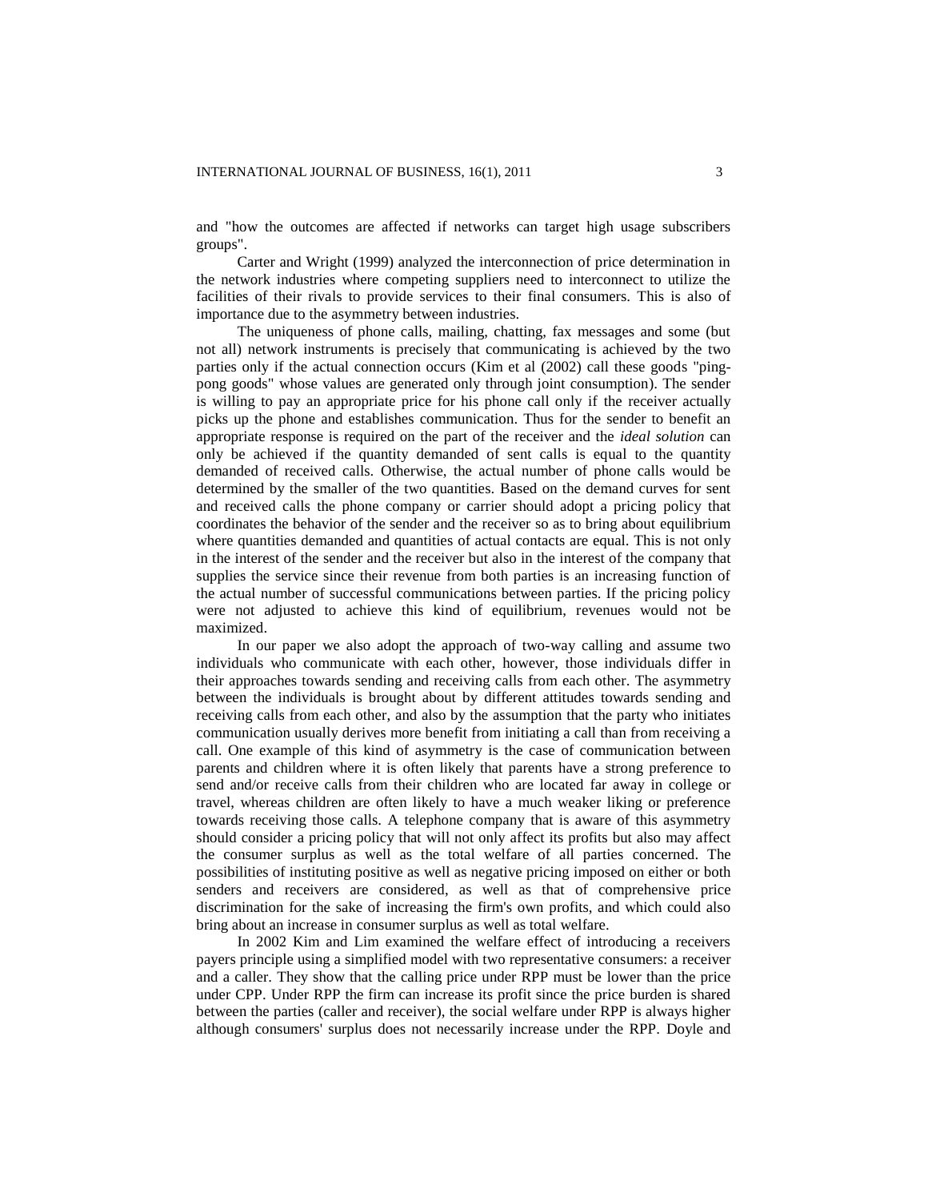and "how the outcomes are affected if networks can target high usage subscribers groups".

Carter and Wright (1999) analyzed the interconnection of price determination in the network industries where competing suppliers need to interconnect to utilize the facilities of their rivals to provide services to their final consumers. This is also of importance due to the asymmetry between industries.

The uniqueness of phone calls, mailing, chatting, fax messages and some (but not all) network instruments is precisely that communicating is achieved by the two parties only if the actual connection occurs (Kim et al (2002) call these goods "ping-pong goods" whose values are generated only through joint consumption). The sender is willing to pay an appropriate price for his phone call only if the receiver actually picks up the phone and establishes communication. Thus for the sender to benefit an appropriate response is required on the part of the receiver and the *ideal solution* can only be achieved if the quantity demanded of sent calls is equal to the quantity demanded of received calls. Otherwise, the actual number of phone calls would be determined by the smaller of the two quantities. Based on the demand curves for sent and received calls the phone company or carrier should adopt a pricing policy that coordinates the behavior of the sender and the receiver so as to bring about equilibrium where quantities demanded and quantities of actual contacts are equal. This is not only in the interest of the sender and the receiver but also in the interest of the company that supplies the service since their revenue from both parties is an increasing function of the actual number of successful communications between parties. If the pricing policy were not adjusted to achieve this kind of equilibrium, revenues would not be maximized.

In our paper we also adopt the approach of two-way calling and assume two individuals who communicate with each other, however, those individuals differ in their approaches towards sending and receiving calls from each other. The asymmetry between the individuals is brought about by different attitudes towards sending and receiving calls from each other, and also by the assumption that the party who initiates communication usually derives more benefit from initiating a call than from receiving a call. One example of this kind of asymmetry is the case of communication between parents and children where it is often likely that parents have a strong preference to send and/or receive calls from their children who are located far away in college or travel, whereas children are often likely to have a much weaker liking or preference towards receiving those calls. A telephone company that is aware of this asymmetry should consider a pricing policy that will not only affect its profits but also may affect the consumer surplus as well as the total welfare of all parties concerned. The possibilities of instituting positive as well as negative pricing imposed on either or both senders and receivers are considered, as well as that of comprehensive price discrimination for the sake of increasing the firm's own profits, and which could also bring about an increase in consumer surplus as well as total welfare.

In 2002 Kim and Lim examined the welfare effect of introducing a receivers payers principle using a simplified model with two representative consumers: a receiver and a caller. They show that the calling price under RPP must be lower than the price under CPP. Under RPP the firm can increase its profit since the price burden is shared between the parties (caller and receiver), the social welfare under RPP is always higher although consumers' surplus does not necessarily increase under the RPP. Doyle and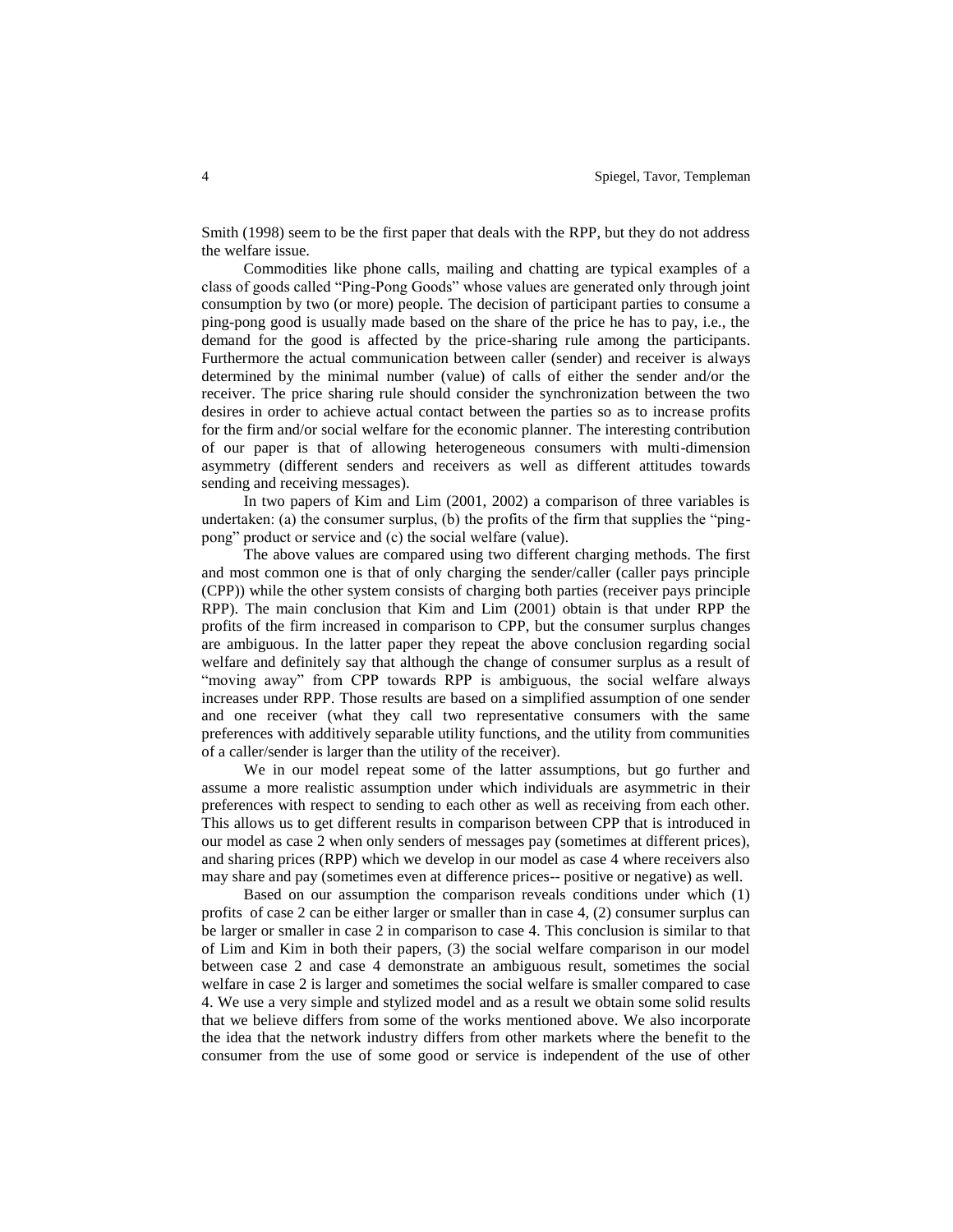Smith (1998) seem to be the first paper that deals with the RPP, but they do not address the welfare issue.

Commodities like phone calls, mailing and chatting are typical examples of a class of goods called "Ping-Pong Goods" whose values are generated only through joint consumption by two (or more) people. The decision of participant parties to consume a ping-pong good is usually made based on the share of the price he has to pay, i.e., the demand for the good is affected by the price-sharing rule among the participants. Furthermore the actual communication between caller (sender) and receiver is always determined by the minimal number (value) of calls of either the sender and/or the receiver. The price sharing rule should consider the synchronization between the two desires in order to achieve actual contact between the parties so as to increase profits for the firm and/or social welfare for the economic planner. The interesting contribution of our paper is that of allowing heterogeneous consumers with multi-dimension asymmetry (different senders and receivers as well as different attitudes towards sending and receiving messages).

In two papers of Kim and Lim (2001, 2002) a comparison of three variables is undertaken: (a) the consumer surplus, (b) the profits of the firm that supplies the "ping-pong" product or service and (c) the social welfare (value).

The above values are compared using two different charging methods. The first and most common one is that of only charging the sender/caller (caller pays principle (CPP)) while the other system consists of charging both parties (receiver pays principle RPP). The main conclusion that Kim and Lim (2001) obtain is that under RPP the profits of the firm increased in comparison to CPP, but the consumer surplus changes are ambiguous. In the latter paper they repeat the above conclusion regarding social welfare and definitely say that although the change of consumer surplus as a result of "moving away" from CPP towards RPP is ambiguous, the social welfare always increases under RPP. Those results are based on a simplified assumption of one sender and one receiver (what they call two representative consumers with the same preferences with additively separable utility functions, and the utility from communities of a caller/sender is larger than the utility of the receiver).

We in our model repeat some of the latter assumptions, but go further and assume a more realistic assumption under which individuals are asymmetric in their preferences with respect to sending to each other as well as receiving from each other. This allows us to get different results in comparison between CPP that is introduced in our model as case 2 when only senders of messages pay (sometimes at different prices), and sharing prices (RPP) which we develop in our model as case 4 where receivers also may share and pay (sometimes even at difference prices-- positive or negative) as well.

Based on our assumption the comparison reveals conditions under which (1) profits of case 2 can be either larger or smaller than in case 4, (2) consumer surplus can be larger or smaller in case 2 in comparison to case 4. This conclusion is similar to that of Lim and Kim in both their papers, (3) the social welfare comparison in our model between case 2 and case 4 demonstrate an ambiguous result, sometimes the social welfare in case 2 is larger and sometimes the social welfare is smaller compared to case 4. We use a very simple and stylized model and as a result we obtain some solid results that we believe differs from some of the works mentioned above. We also incorporate the idea that the network industry differs from other markets where the benefit to the consumer from the use of some good or service is independent of the use of other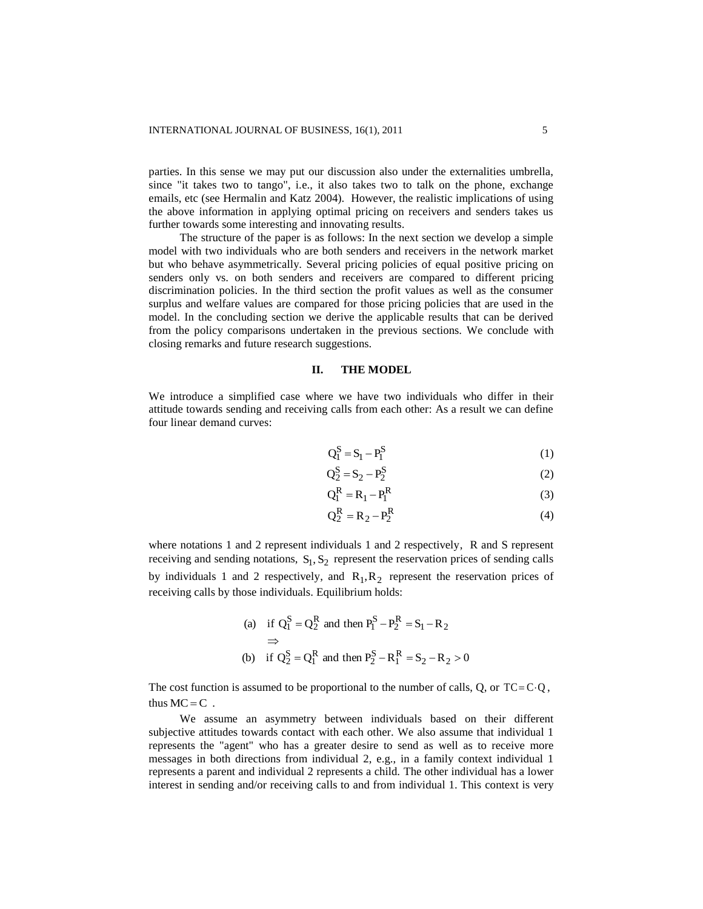parties. In this sense we may put our discussion also under the externalities umbrella, since "it takes two to tango", i.e., it also takes two to talk on the phone, exchange emails, etc (see Hermalin and Katz 2004). However, the realistic implications of using the above information in applying optimal pricing on receivers and senders takes us further towards some interesting and innovating results.

The structure of the paper is as follows: In the next section we develop a simple model with two individuals who are both senders and receivers in the network market but who behave asymmetrically. Several pricing policies of equal positive pricing on senders only vs. on both senders and receivers are compared to different pricing discrimination policies. In the third section the profit values as well as the consumer surplus and welfare values are compared for those pricing policies that are used in the model. In the concluding section we derive the applicable results that can be derived from the policy comparisons undertaken in the previous sections. We conclude with closing remarks and future research suggestions.

## II. THE MODEL

We introduce a simplified case where we have two individuals who differ in their attitude towards sending and receiving calls from each other: As a result we can define four linear demand curves:

$$Q_1^S = S_1 - P_1^S \tag{1}$$

$$Q_2^S = S_2 - P_2^S \tag{2}$$

$$Q_1^R = R_1 - P_1^R \tag{3}$$

$$Q_2^R = R_2 - P_2^R \tag{4}$$

where notations 1 and 2 represent individuals 1 and 2 respectively, R and S represent receiving and sending notations, $S_1, S_2$ represent the reservation prices of sending calls by individuals 1 and 2 respectively, and $R_1, R_2$ represent the reservation prices of receiving calls by those individuals. Equilibrium holds:

$$\text{(a)} \quad \text{if } Q_1^S = Q_2^R \text{ and then } P_1^S - P_2^R = S_1 - R_2$$

$$\Rightarrow$$

$$\text{(b)} \quad \text{if } Q_2^S = Q_1^R \text{ and then } P_2^S - R_1^R = S_2 - R_2 > 0$$

The cost function is assumed to be proportional to the number of calls, Q, or $TC = C \cdot Q$, thus $MC = C$ .

We assume an asymmetry between individuals based on their different subjective attitudes towards contact with each other. We also assume that individual 1 represents the "agent" who has a greater desire to send as well as to receive more messages in both directions from individual 2, e.g., in a family context individual 1 represents a parent and individual 2 represents a child. The other individual has a lower interest in sending and/or receiving calls to and from individual 1. This context is very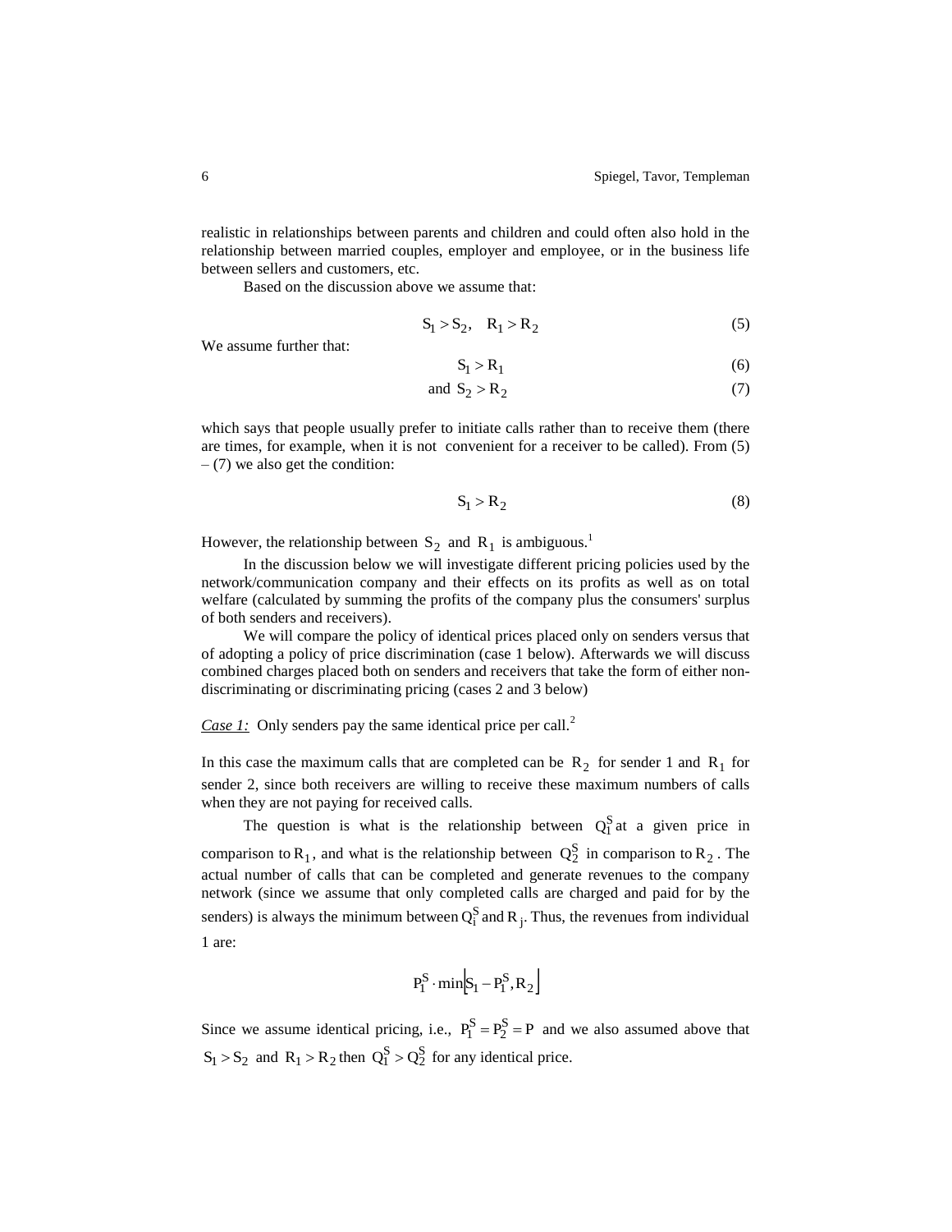realistic in relationships between parents and children and could often also hold in the relationship between married couples, employer and employee, or in the business life between sellers and customers, etc.

Based on the discussion above we assume that:

$$S_1 > S_2, \quad R_1 > R_2 \tag{5}$$

We assume further that:

$$S_1 > R_1 \tag{6}$$

$$\text{and } S_2 > R_2 \tag{7}$$

which says that people usually prefer to initiate calls rather than to receive them (there are times, for example, when it is not convenient for a receiver to be called). From (5) – (7) we also get the condition:

$$S_1 > R_2 \tag{8}$$

However, the relationship between $S_2$ and $R_1$ is ambiguous.[1]

In the discussion below we will investigate different pricing policies used by the network/communication company and their effects on its profits as well as on total welfare (calculated by summing the profits of the company plus the consumers' surplus of both senders and receivers).

We will compare the policy of identical prices placed only on senders versus that of adopting a policy of price discrimination (case 1 below). Afterwards we will discuss combined charges placed both on senders and receivers that take the form of either non-discriminating or discriminating pricing (cases 2 and 3 below)

*Case 1:* Only senders pay the same identical price per call.[2]

In this case the maximum calls that are completed can be $R_2$ for sender 1 and $R_1$ for sender 2, since both receivers are willing to receive these maximum numbers of calls when they are not paying for received calls.

The question is what is the relationship between $Q_1^S$ at a given price in comparison to $R_1$, and what is the relationship between $Q_2^S$ in comparison to $R_2$. The actual number of calls that can be completed and generate revenues to the company network (since we assume that only completed calls are charged and paid for by the senders) is always the minimum between $Q_i^S$ and $R_j$. Thus, the revenues from individual 1 are:

$$P_1^S \cdot \min\left[S_1 - P_1^S, R_2\right]$$

Since we assume identical pricing, i.e., $P_1^S = P_2^S = P$ and we also assumed above that $S_1 > S_2$ and $R_1 > R_2$ then $Q_1^S > Q_2^S$ for any identical price.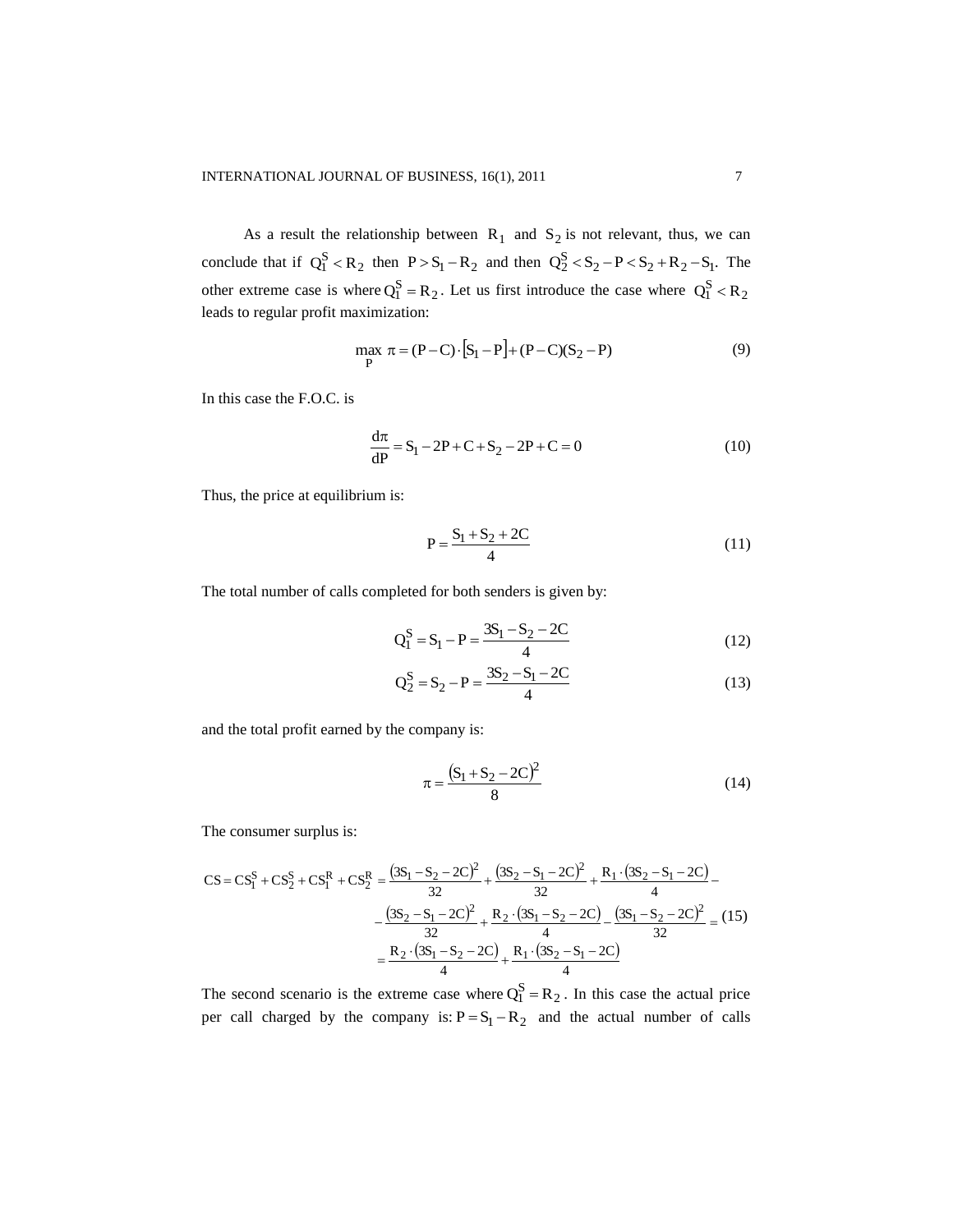As a result the relationship between $R_1$ and $S_2$ is not relevant, thus, we can conclude that if $Q_1^S < R_2$ then $P > S_1 - R_2$ and then $Q_2^S < S_2 - P < S_2 + R_2 - S_1$. The other extreme case is where $Q_1^S = R_2$. Let us first introduce the case where $Q_1^S < R_2$ leads to regular profit maximization:

$$\max_P \pi = (P - C) \cdot [S_1 - P] + (P - C)(S_2 - P) \tag{9}$$

In this case the F.O.C. is

$$\frac{d\pi}{dP} = S_1 - 2P + C + S_2 - 2P + C = 0 \tag{10}$$

Thus, the price at equilibrium is:

$$P = \frac{S_1 + S_2 + 2C}{4} \tag{11}$$

The total number of calls completed for both senders is given by:

$$Q_1^S = S_1 - P = \frac{3S_1 - S_2 - 2C}{4} \tag{12}$$

$$Q_2^S = S_2 - P = \frac{3S_2 - S_1 - 2C}{4} \tag{13}$$

and the total profit earned by the company is:

$$\pi = \frac{(S_1 + S_2 - 2C)^2}{8} \tag{14}$$

The consumer surplus is:

$$\begin{aligned} CS = CS_1^S + CS_2^S + CS_1^R + CS_2^R &= \frac{(3S_1 - S_2 - 2C)^2}{32} + \frac{(3S_2 - S_1 - 2C)^2}{32} + \frac{R_1 \cdot (3S_2 - S_1 - 2C)}{4} - \\ &- \frac{(3S_2 - S_1 - 2C)^2}{32} + \frac{R_2 \cdot (3S_1 - S_2 - 2C)}{4} - \frac{(3S_1 - S_2 - 2C)^2}{32} = \\ &= \frac{R_2 \cdot (3S_1 - S_2 - 2C)}{4} + \frac{R_1 \cdot (3S_2 - S_1 - 2C)}{4} \end{aligned} \tag{15}$$

The second scenario is the extreme case where $Q_1^S = R_2$. In this case the actual price per call charged by the company is: $P = S_1 - R_2$ and the actual number of calls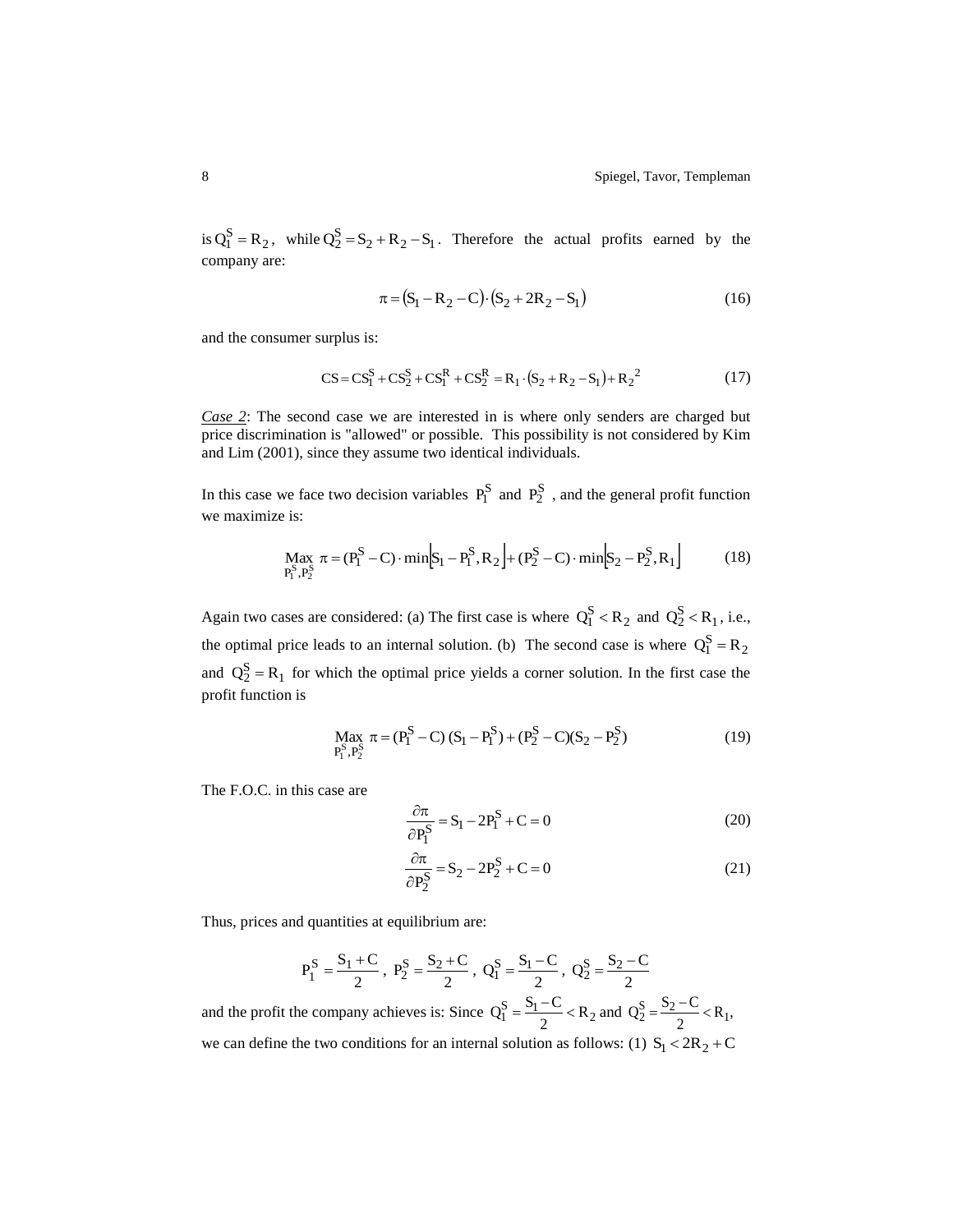is $Q_1^S = R_2$, while $Q_2^S = S_2 + R_2 - S_1$. Therefore the actual profits earned by the company are:

$$\pi = (S_1 - R_2 - C)\cdot(S_2 + 2R_2 - S_1) \tag{16}$$

and the consumer surplus is:

$$CS = CS_1^S + CS_2^S + CS_1^R + CS_2^R = R_1 \cdot (S_2 + R_2 - S_1) + R_2{}^2 \tag{17}$$

*Case 2*: The second case we are interested in is where only senders are charged but price discrimination is "allowed" or possible. This possibility is not considered by Kim and Lim (2001), since they assume two identical individuals.

In this case we face two decision variables $P_1^S$ and $P_2^S$, and the general profit function we maximize is:

$$\underset{P_1^S, P_2^S}{\text{Max}}\ \pi = (P_1^S - C)\cdot \min\left[S_1 - P_1^S, R_2\right] + (P_2^S - C)\cdot \min\left[S_2 - P_2^S, R_1\right] \tag{18}$$

Again two cases are considered: (a) The first case is where $Q_1^S < R_2$ and $Q_2^S < R_1$, i.e., the optimal price leads to an internal solution. (b) The second case is where $Q_1^S = R_2$ and $Q_2^S = R_1$ for which the optimal price yields a corner solution. In the first case the profit function is

$$\underset{P_1^S, P_2^S}{\text{Max}}\ \pi = (P_1^S - C)\,(S_1 - P_1^S) + (P_2^S - C)(S_2 - P_2^S) \tag{19}$$

The F.O.C. in this case are

$$\frac{\partial \pi}{\partial P_1^S} = S_1 - 2P_1^S + C = 0 \tag{20}$$

$$\frac{\partial \pi}{\partial P_2^S} = S_2 - 2P_2^S + C = 0 \tag{21}$$

Thus, prices and quantities at equilibrium are:

$$P_1^S = \frac{S_1 + C}{2},\ P_2^S = \frac{S_2 + C}{2},\ Q_1^S = \frac{S_1 - C}{2},\ Q_2^S = \frac{S_2 - C}{2}$$

and the profit the company achieves is: Since $Q_1^S = \frac{S_1 - C}{2} < R_2$ and $Q_2^S = \frac{S_2 - C}{2} < R_1$, we can define the two conditions for an internal solution as follows: (1) $S_1 < 2R_2 + C$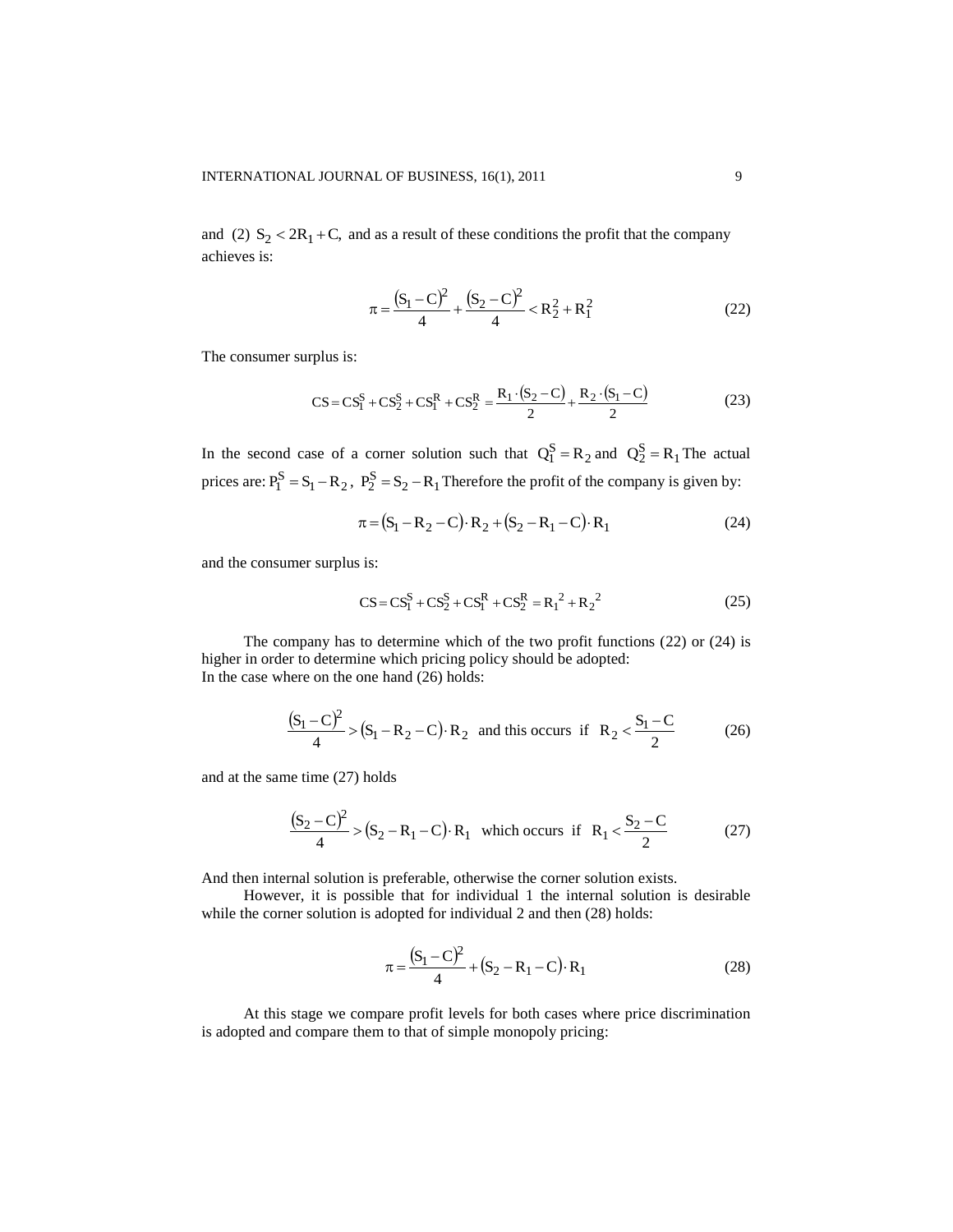and (2) $S_2 < 2R_1 + C$, and as a result of these conditions the profit that the company achieves is:

$$\pi = \frac{(S_1 - C)^2}{4} + \frac{(S_2 - C)^2}{4} < R_2^2 + R_1^2 \tag{22}$$

The consumer surplus is:

$$CS = CS_1^S + CS_2^S + CS_1^R + CS_2^R = \frac{R_1 \cdot (S_2 - C)}{2} + \frac{R_2 \cdot (S_1 - C)}{2} \tag{23}$$

In the second case of a corner solution such that $Q_1^S = R_2$ and $Q_2^S = R_1$ The actual prices are: $P_1^S = S_1 - R_2$, $P_2^S = S_2 - R_1$ Therefore the profit of the company is given by:

$$\pi = (S_1 - R_2 - C) \cdot R_2 + (S_2 - R_1 - C) \cdot R_1 \tag{24}$$

and the consumer surplus is:

$$CS = CS_1^S + CS_2^S + CS_1^R + CS_2^R = {R_1}^2 + {R_2}^2 \tag{25}$$

The company has to determine which of the two profit functions (22) or (24) is higher in order to determine which pricing policy should be adopted:
In the case where on the one hand (26) holds:

$$\frac{(S_1 - C)^2}{4} > (S_1 - R_2 - C) \cdot R_2 \text{ and this occurs if } R_2 < \frac{S_1 - C}{2} \tag{26}$$

and at the same time (27) holds

$$\frac{(S_2 - C)^2}{4} > (S_2 - R_1 - C) \cdot R_1 \text{ which occurs if } R_1 < \frac{S_2 - C}{2} \tag{27}$$

And then internal solution is preferable, otherwise the corner solution exists.

However, it is possible that for individual 1 the internal solution is desirable while the corner solution is adopted for individual 2 and then (28) holds:

$$\pi = \frac{(S_1 - C)^2}{4} + (S_2 - R_1 - C) \cdot R_1 \tag{28}$$

At this stage we compare profit levels for both cases where price discrimination is adopted and compare them to that of simple monopoly pricing: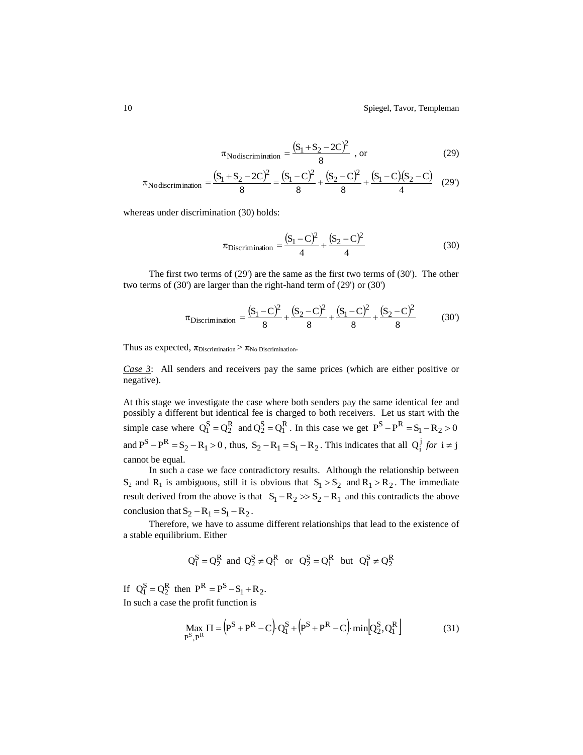$$\pi_{\text{Nodiscrimination}} = \frac{(S_1 + S_2 - 2C)^2}{8} \text{ , or} \tag{29}$$

$$\pi_{\text{Nodiscrimination}} = \frac{(S_1 + S_2 - 2C)^2}{8} = \frac{(S_1 - C)^2}{8} + \frac{(S_2 - C)^2}{8} + \frac{(S_1 - C)(S_2 - C)}{4} \tag{29'}$$

whereas under discrimination (30) holds:

$$\pi_{\text{Discrimination}} = \frac{(S_1 - C)^2}{4} + \frac{(S_2 - C)^2}{4} \tag{30}$$

The first two terms of (29') are the same as the first two terms of (30'). The other two terms of (30') are larger than the right-hand term of (29') or (30')

$$\pi_{\text{Discrimination}} = \frac{(S_1 - C)^2}{8} + \frac{(S_2 - C)^2}{8} + \frac{(S_1 - C)^2}{8} + \frac{(S_2 - C)^2}{8} \tag{30'}$$

Thus as expected, $\pi_{\text{Discrimination}} > \pi_{\text{No Discrimination}}$.

*Case 3*: All senders and receivers pay the same prices (which are either positive or negative).

At this stage we investigate the case where both senders pay the same identical fee and possibly a different but identical fee is charged to both receivers. Let us start with the simple case where $Q_1^S = Q_2^R$ and $Q_2^S = Q_1^R$. In this case we get $P^S - P^R = S_1 - R_2 > 0$ and $P^S - P^R = S_2 - R_1 > 0$, thus, $S_2 - R_1 = S_1 - R_2$. This indicates that all $Q_i^j$ *for* $i \neq j$ cannot be equal.

In such a case we face contradictory results. Although the relationship between $S_2$ and $R_1$ is ambiguous, still it is obvious that $S_1 > S_2$ and $R_1 > R_2$. The immediate result derived from the above is that $S_1 - R_2 >> S_2 - R_1$ and this contradicts the above conclusion that $S_2 - R_1 = S_1 - R_2$.

Therefore, we have to assume different relationships that lead to the existence of a stable equilibrium. Either

$$Q_1^S = Q_2^R \text{ and } Q_2^S \neq Q_1^R \text{ or } Q_2^S = Q_1^R \text{ but } Q_1^S \neq Q_2^R$$

If $Q_1^S = Q_2^R$ then $P^R = P^S - S_1 + R_2$.

In such a case the profit function is

$$\underset{P^S, P^R}{\text{Max}}\, \Pi = \left(P^S + P^R - C\right) \cdot Q_1^S + \left(P^S + P^R - C\right) \cdot \min\left[Q_2^S, Q_1^R\right] \tag{31}$$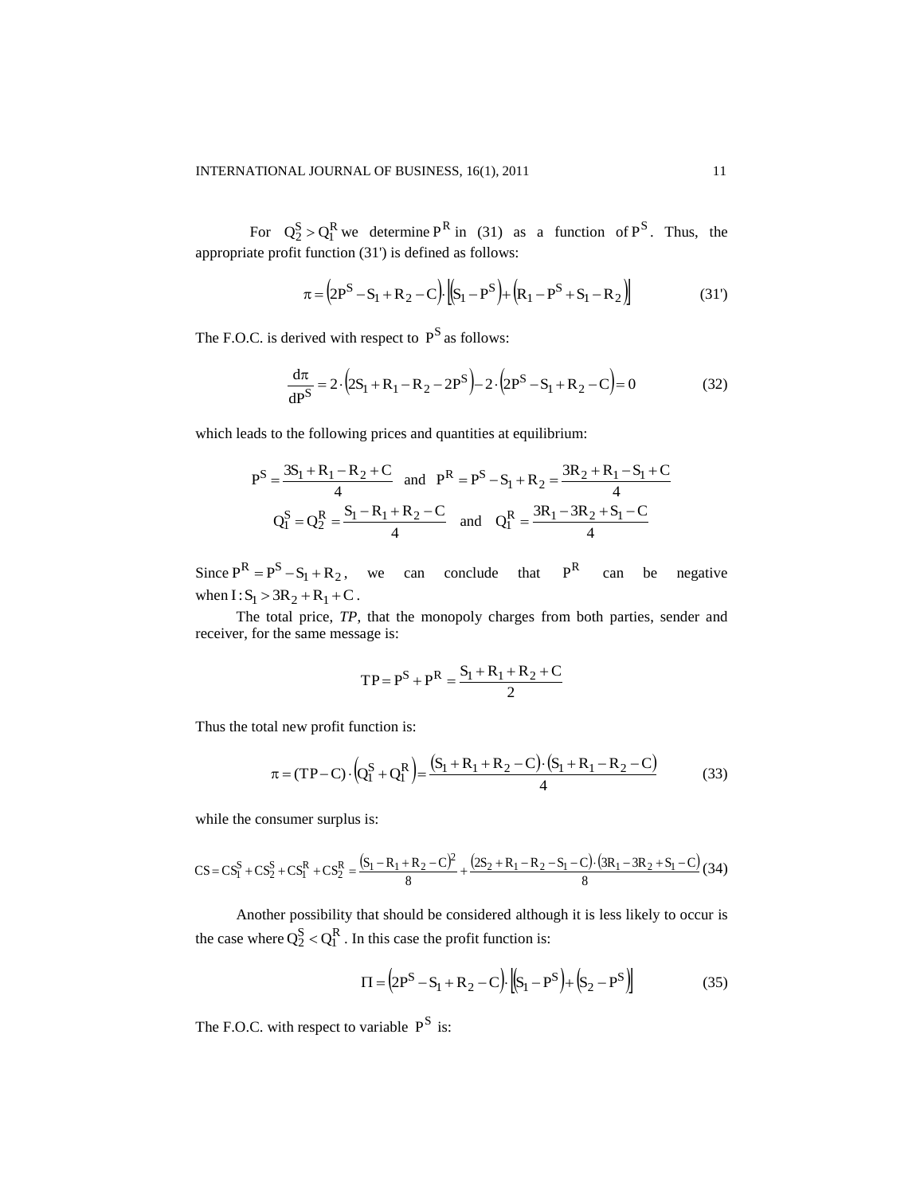For $Q_2^S > Q_1^R$ we determine $P^R$ in (31) as a function of $P^S$. Thus, the appropriate profit function (31') is defined as follows:

$$\pi = \left(2P^S - S_1 + R_2 - C\right) \cdot \left[\left(S_1 - P^S\right) + \left(R_1 - P^S + S_1 - R_2\right)\right] \tag{31'}$$

The F.O.C. is derived with respect to $P^S$ as follows:

$$\frac{d\pi}{dP^S} = 2 \cdot \left(2S_1 + R_1 - R_2 - 2P^S\right) - 2 \cdot \left(2P^S - S_1 + R_2 - C\right) = 0 \tag{32}$$

which leads to the following prices and quantities at equilibrium:

$$P^S = \frac{3S_1 + R_1 - R_2 + C}{4} \quad \text{and} \quad P^R = P^S - S_1 + R_2 = \frac{3R_2 + R_1 - S_1 + C}{4}$$

$$Q_1^S = Q_2^R = \frac{S_1 - R_1 + R_2 - C}{4} \quad \text{and} \quad Q_1^R = \frac{3R_1 - 3R_2 + S_1 - C}{4}$$

Since $P^R = P^S - S_1 + R_2$, we can conclude that $P^R$ can be negative when $I: S_1 > 3R_2 + R_1 + C$.

The total price, *TP*, that the monopoly charges from both parties, sender and receiver, for the same message is:

$$TP = P^S + P^R = \frac{S_1 + R_1 + R_2 + C}{2}$$

Thus the total new profit function is:

$$\pi = (TP - C) \cdot \left(Q_1^S + Q_1^R\right) = \frac{\left(S_1 + R_1 + R_2 - C\right) \cdot \left(S_1 + R_1 - R_2 - C\right)}{4} \tag{33}$$

while the consumer surplus is:

$$CS = CS_1^S + CS_2^S + CS_1^R + CS_2^R = \frac{\left(S_1 - R_1 + R_2 - C\right)^2}{8} + \frac{\left(2S_2 + R_1 - R_2 - S_1 - C\right) \cdot \left(3R_1 - 3R_2 + S_1 - C\right)}{8} \tag{34}$$

Another possibility that should be considered although it is less likely to occur is the case where $Q_2^S < Q_1^R$. In this case the profit function is:

$$\Pi = \left(2P^S - S_1 + R_2 - C\right) \cdot \left[\left(S_1 - P^S\right) + \left(S_2 - P^S\right)\right] \tag{35}$$

The F.O.C. with respect to variable $P^S$ is: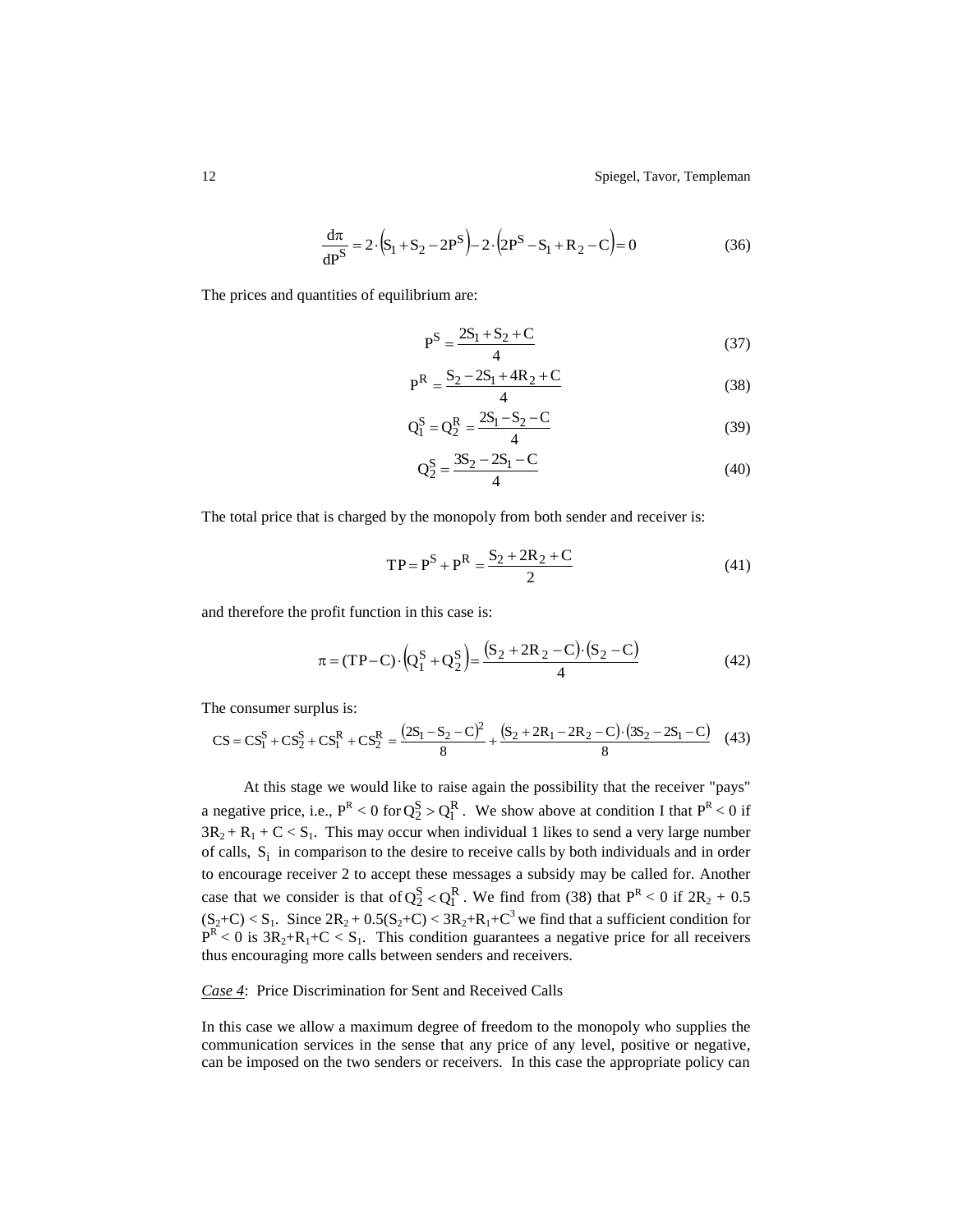$$\frac{d\pi}{dP^S} = 2 \cdot \left(S_1 + S_2 - 2P^S\right) - 2 \cdot \left(2P^S - S_1 + R_2 - C\right) = 0 \tag{36}$$

The prices and quantities of equilibrium are:

$$P^S = \frac{2S_1 + S_2 + C}{4} \tag{37}$$

$$P^R = \frac{S_2 - 2S_1 + 4R_2 + C}{4} \tag{38}$$

$$Q_1^S = Q_2^R = \frac{2S_1 - S_2 - C}{4} \tag{39}$$

$$Q_2^S = \frac{3S_2 - 2S_1 - C}{4} \tag{40}$$

The total price that is charged by the monopoly from both sender and receiver is:

$$TP = P^S + P^R = \frac{S_2 + 2R_2 + C}{2} \tag{41}$$

and therefore the profit function in this case is:

$$\pi = (TP - C) \cdot \left(Q_1^S + Q_2^S\right) = \frac{\left(S_2 + 2R_2 - C\right) \cdot \left(S_2 - C\right)}{4} \tag{42}$$

The consumer surplus is:

$$CS = CS_1^S + CS_2^S + CS_1^R + CS_2^R = \frac{\left(2S_1 - S_2 - C\right)^2}{8} + \frac{\left(S_2 + 2R_1 - 2R_2 - C\right) \cdot \left(3S_2 - 2S_1 - C\right)}{8} \tag{43}$$

At this stage we would like to raise again the possibility that the receiver "pays" a negative price, i.e., $P^R < 0$ for $Q_2^S > Q_1^R$. We show above at condition I that $P^R < 0$ if $3R_2 + R_1 + C < S_1$. This may occur when individual 1 likes to send a very large number of calls, $S_i$ in comparison to the desire to receive calls by both individuals and in order to encourage receiver 2 to accept these messages a subsidy may be called for. Another case that we consider is that of $Q_2^S < Q_1^R$. We find from (38) that $P^R < 0$ if $2R_2 + 0.5(S_2+C) < S_1$. Since $2R_2 + 0.5(S_2+C) < 3R_2+R_1+C$[3] we find that a sufficient condition for $P^R < 0$ is $3R_2+R_1+C < S_1$. This condition guarantees a negative price for all receivers thus encouraging more calls between senders and receivers.

*Case 4*: Price Discrimination for Sent and Received Calls

In this case we allow a maximum degree of freedom to the monopoly who supplies the communication services in the sense that any price of any level, positive or negative, can be imposed on the two senders or receivers. In this case the appropriate policy can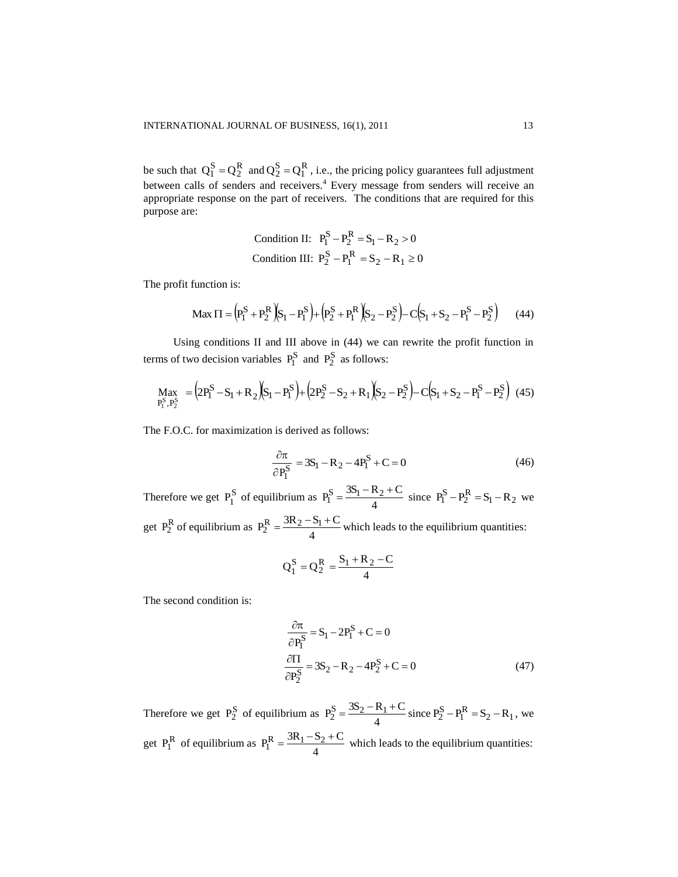be such that $Q_1^S = Q_2^R$ and $Q_2^S = Q_1^R$, i.e., the pricing policy guarantees full adjustment between calls of senders and receivers.[4] Every message from senders will receive an appropriate response on the part of receivers. The conditions that are required for this purpose are:

$$\text{Condition II: } P_1^S - P_2^R = S_1 - R_2 > 0$$

$$\text{Condition III: } P_2^S - P_1^R = S_2 - R_1 \geq 0$$

The profit function is:

$$\text{Max}\,\Pi = \left(P_1^S + P_2^R\right)\left(S_1 - P_1^S\right) + \left(P_2^S + P_1^R\right)\left(S_2 - P_2^S\right) - C\left(S_1 + S_2 - P_1^S - P_2^S\right) \quad (44)$$

Using conditions II and III above in (44) we can rewrite the profit function in terms of two decision variables $P_1^S$ and $P_2^S$ as follows:

$$\underset{P_1^S, P_2^S}{\text{Max}} = \left(2P_1^S - S_1 + R_2\right)\left(S_1 - P_1^S\right) + \left(2P_2^S - S_2 + R_1\right)\left(S_2 - P_2^S\right) - C\left(S_1 + S_2 - P_1^S - P_2^S\right) \quad (45)$$

The F.O.C. for maximization is derived as follows:

$$\frac{\partial \pi}{\partial P_1^S} = 3S_1 - R_2 - 4P_1^S + C = 0 \quad (46)$$

Therefore we get $P_1^S$ of equilibrium as $P_1^S = \dfrac{3S_1 - R_2 + C}{4}$ since $P_1^S - P_2^R = S_1 - R_2$ we get $P_2^R$ of equilibrium as $P_2^R = \dfrac{3R_2 - S_1 + C}{4}$ which leads to the equilibrium quantities:

$$Q_1^S = Q_2^R = \frac{S_1 + R_2 - C}{4}$$

The second condition is:

$$\frac{\partial \pi}{\partial P_1^S} = S_1 - 2P_1^S + C = 0$$

$$\frac{\partial \Pi}{\partial P_2^S} = 3S_2 - R_2 - 4P_2^S + C = 0 \quad (47)$$

Therefore we get $P_2^S$ of equilibrium as $P_2^S = \dfrac{3S_2 - R_1 + C}{4}$ since $P_2^S - P_1^R = S_2 - R_1$, we get $P_1^R$ of equilibrium as $P_1^R = \dfrac{3R_1 - S_2 + C}{4}$ which leads to the equilibrium quantities: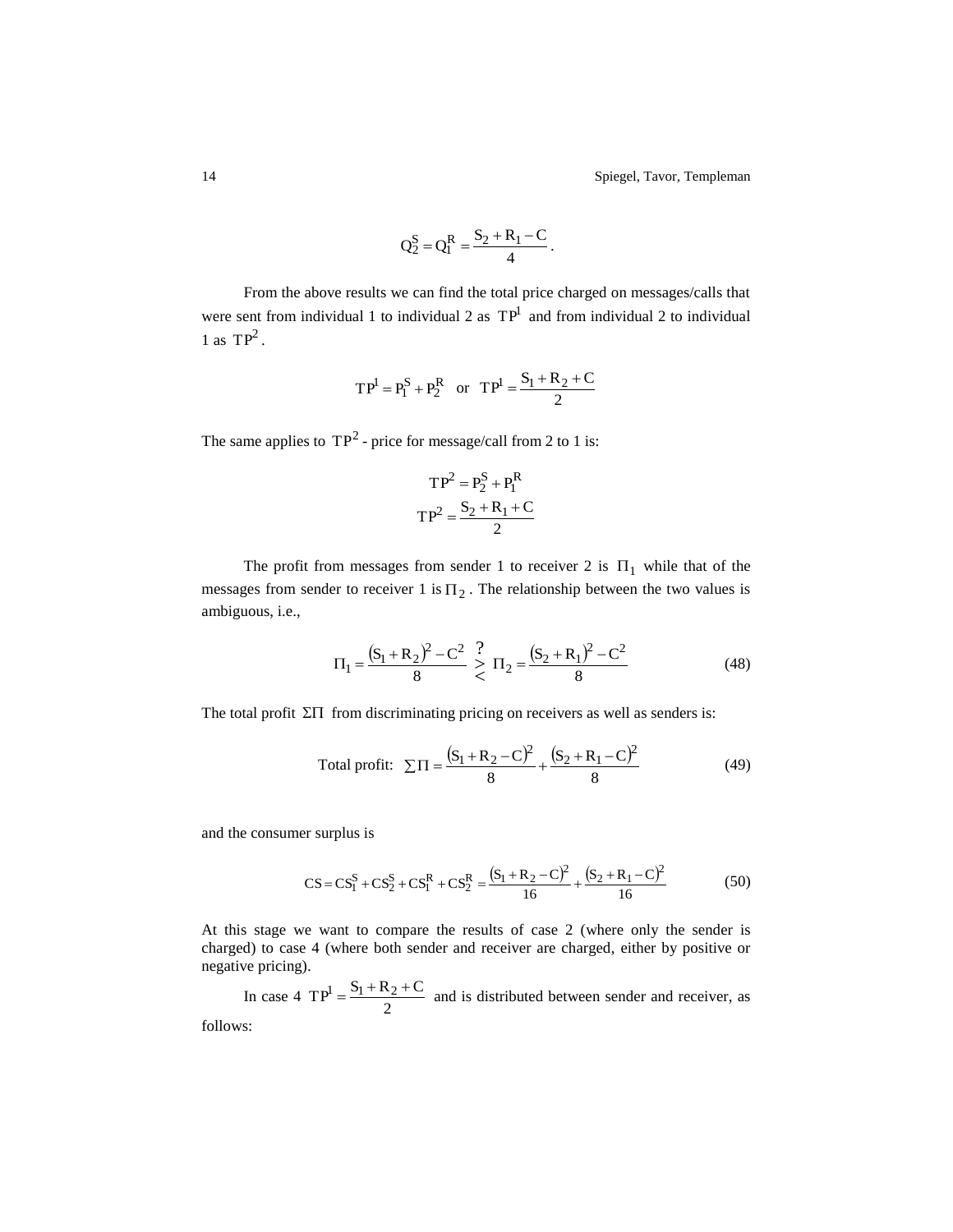$$Q_2^S = Q_1^R = \frac{S_2 + R_1 - C}{4}.$$

From the above results we can find the total price charged on messages/calls that were sent from individual 1 to individual 2 as $TP^1$ and from individual 2 to individual 1 as $TP^2$.

$$TP^1 = P_1^S + P_2^R \quad \text{or} \quad TP^1 = \frac{S_1 + R_2 + C}{2}$$

The same applies to $TP^2$ - price for message/call from 2 to 1 is:

$$TP^2 = P_2^S + P_1^R$$

$$TP^2 = \frac{S_2 + R_1 + C}{2}$$

The profit from messages from sender 1 to receiver 2 is $\Pi_1$ while that of the messages from sender to receiver 1 is $\Pi_2$. The relationship between the two values is ambiguous, i.e.,

$$\Pi_1 = \frac{(S_1 + R_2)^2 - C^2}{8} \overset{?}{\gtrless} \Pi_2 = \frac{(S_2 + R_1)^2 - C^2}{8} \tag{48}$$

The total profit $\Sigma\Pi$ from discriminating pricing on receivers as well as senders is:

$$\text{Total profit:} \quad \sum \Pi = \frac{(S_1 + R_2 - C)^2}{8} + \frac{(S_2 + R_1 - C)^2}{8} \tag{49}$$

and the consumer surplus is

$$CS = CS_1^S + CS_2^S + CS_1^R + CS_2^R = \frac{(S_1 + R_2 - C)^2}{16} + \frac{(S_2 + R_1 - C)^2}{16} \tag{50}$$

At this stage we want to compare the results of case 2 (where only the sender is charged) to case 4 (where both sender and receiver are charged, either by positive or negative pricing).

In case 4 $TP^1 = \dfrac{S_1 + R_2 + C}{2}$ and is distributed between sender and receiver, as follows: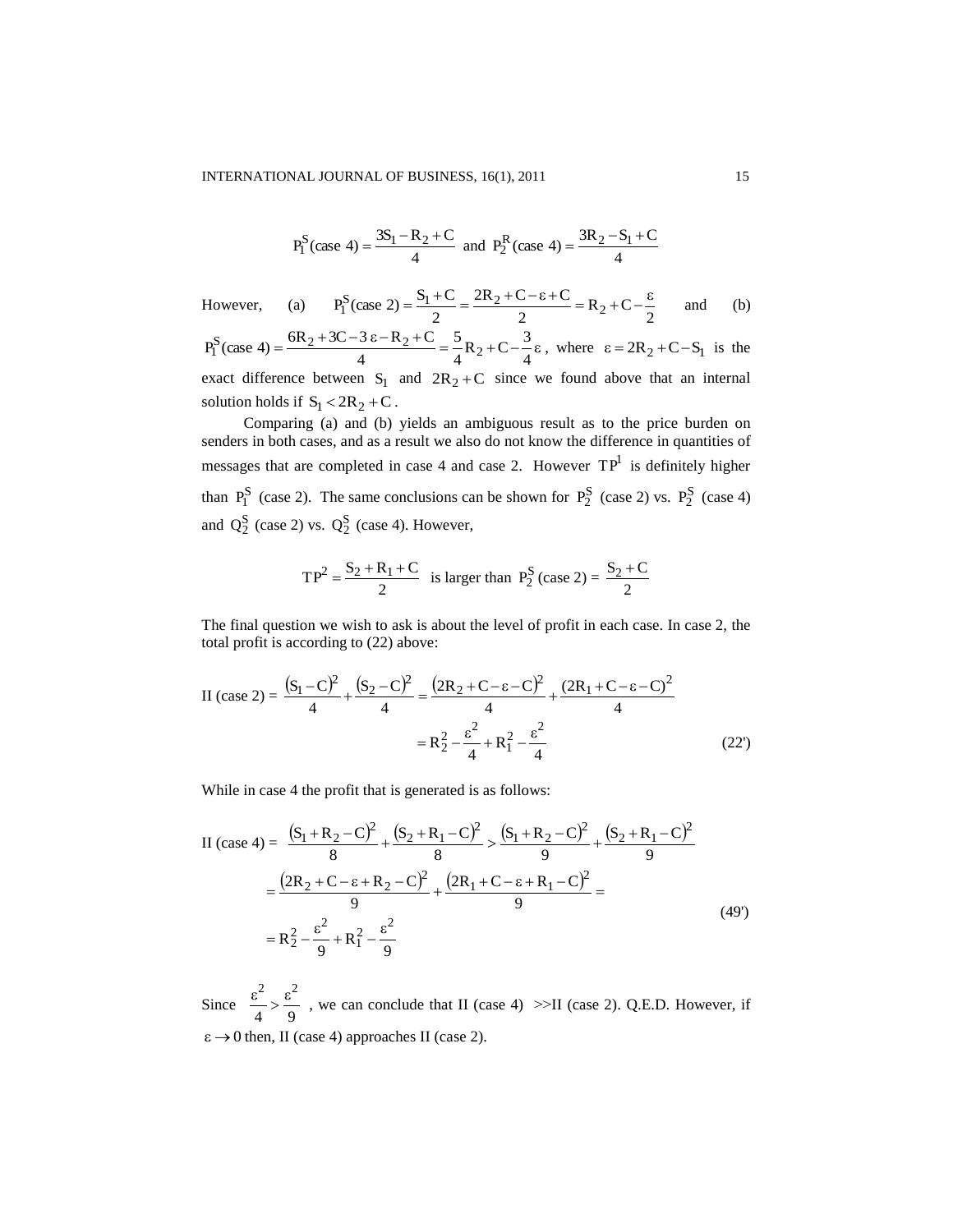$$P_1^S(\text{case 4}) = \frac{3S_1 - R_2 + C}{4} \text{ and } P_2^R(\text{case 4}) = \frac{3R_2 - S_1 + C}{4}$$

However, (a) $P_1^S(\text{case 2}) = \frac{S_1 + C}{2} = \frac{2R_2 + C - \varepsilon + C}{2} = R_2 + C - \frac{\varepsilon}{2}$ and (b) $P_1^S(\text{case 4}) = \frac{6R_2 + 3C - 3\,\varepsilon - R_2 + C}{4} = \frac{5}{4}R_2 + C - \frac{3}{4}\varepsilon$, where $\varepsilon = 2R_2 + C - S_1$ is the exact difference between $S_1$ and $2R_2 + C$ since we found above that an internal solution holds if $S_1 < 2R_2 + C$.

Comparing (a) and (b) yields an ambiguous result as to the price burden on senders in both cases, and as a result we also do not know the difference in quantities of messages that are completed in case 4 and case 2. However $TP^1$ is definitely higher than $P_1^S$ (case 2). The same conclusions can be shown for $P_2^S$ (case 2) vs. $P_2^S$ (case 4) and $Q_2^S$ (case 2) vs. $Q_2^S$ (case 4). However,

$$TP^2 = \frac{S_2 + R_1 + C}{2} \text{ is larger than } P_2^S(\text{case 2}) = \frac{S_2 + C}{2}$$

The final question we wish to ask is about the level of profit in each case. In case 2, the total profit is according to (22) above:

$$\begin{aligned} \Pi\,(\text{case 2}) &= \frac{(S_1 - C)^2}{4} + \frac{(S_2 - C)^2}{4} = \frac{(2R_2 + C - \varepsilon - C)^2}{4} + \frac{(2R_1 + C - \varepsilon - C)^2}{4} \\ &= R_2^2 - \frac{\varepsilon^2}{4} + R_1^2 - \frac{\varepsilon^2}{4} \end{aligned} \tag{22'}$$

While in case 4 the profit that is generated is as follows:

$$\begin{aligned} \Pi\,(\text{case 4}) &= \frac{(S_1 + R_2 - C)^2}{8} + \frac{(S_2 + R_1 - C)^2}{8} > \frac{(S_1 + R_2 - C)^2}{9} + \frac{(S_2 + R_1 - C)^2}{9} \\ &= \frac{(2R_2 + C - \varepsilon + R_2 - C)^2}{9} + \frac{(2R_1 + C - \varepsilon + R_1 - C)^2}{9} = \\ &= R_2^2 - \frac{\varepsilon^2}{9} + R_1^2 - \frac{\varepsilon^2}{9} \end{aligned} \tag{49'}$$

Since $\frac{\varepsilon^2}{4} > \frac{\varepsilon^2}{9}$, we can conclude that $\Pi$ (case 4) $>>\Pi$ (case 2). Q.E.D. However, if $\varepsilon \to 0$ then, $\Pi$ (case 4) approaches $\Pi$ (case 2).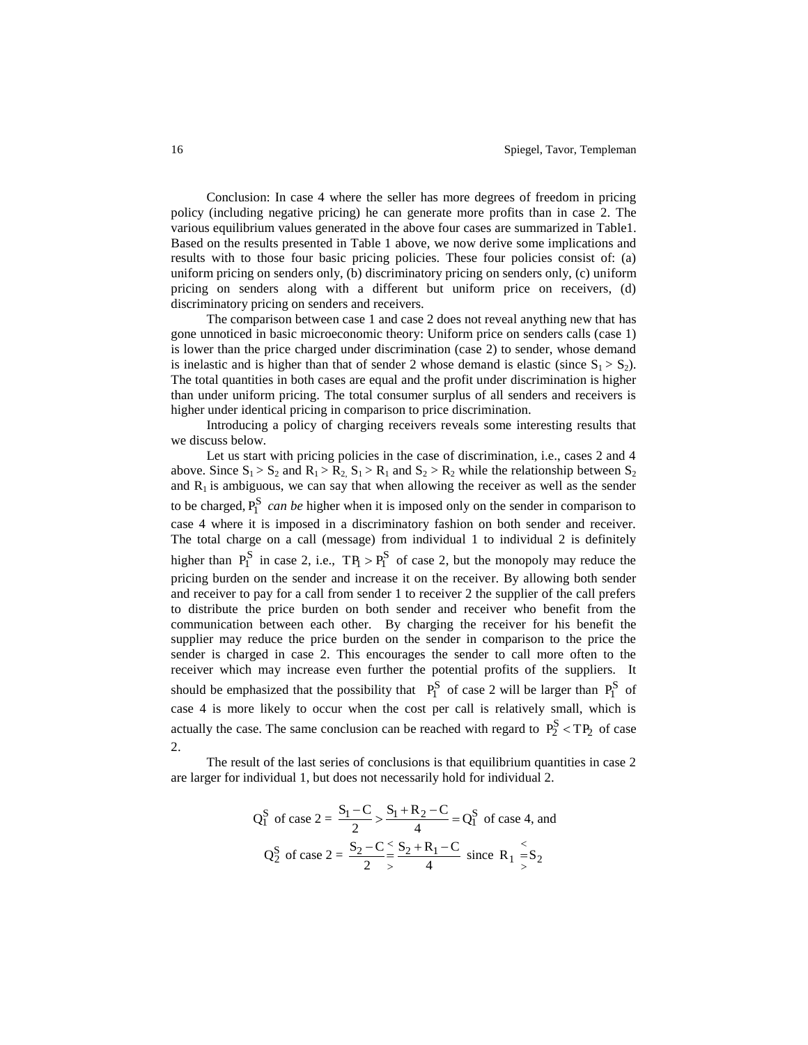Conclusion: In case 4 where the seller has more degrees of freedom in pricing policy (including negative pricing) he can generate more profits than in case 2. The various equilibrium values generated in the above four cases are summarized in Table1. Based on the results presented in Table 1 above, we now derive some implications and results with to those four basic pricing policies. These four policies consist of: (a) uniform pricing on senders only, (b) discriminatory pricing on senders only, (c) uniform pricing on senders along with a different but uniform price on receivers, (d) discriminatory pricing on senders and receivers.

The comparison between case 1 and case 2 does not reveal anything new that has gone unnoticed in basic microeconomic theory: Uniform price on senders calls (case 1) is lower than the price charged under discrimination (case 2) to sender, whose demand is inelastic and is higher than that of sender 2 whose demand is elastic (since $S_1 > S_2$). The total quantities in both cases are equal and the profit under discrimination is higher than under uniform pricing. The total consumer surplus of all senders and receivers is higher under identical pricing in comparison to price discrimination.

Introducing a policy of charging receivers reveals some interesting results that we discuss below.

Let us start with pricing policies in the case of discrimination, i.e., cases 2 and 4 above. Since $S_1 > S_2$ and $R_1 > R_2$, $S_1 > R_1$ and $S_2 > R_2$ while the relationship between $S_2$ and $R_1$ is ambiguous, we can say that when allowing the receiver as well as the sender to be charged, $P_1^S$ *can be* higher when it is imposed only on the sender in comparison to case 4 where it is imposed in a discriminatory fashion on both sender and receiver. The total charge on a call (message) from individual 1 to individual 2 is definitely higher than $P_1^S$ in case 2, i.e., $TP_1 > P_1^S$ of case 2, but the monopoly may reduce the pricing burden on the sender and increase it on the receiver. By allowing both sender and receiver to pay for a call from sender 1 to receiver 2 the supplier of the call prefers to distribute the price burden on both sender and receiver who benefit from the communication between each other. By charging the receiver for his benefit the supplier may reduce the price burden on the sender in comparison to the price the sender is charged in case 2. This encourages the sender to call more often to the receiver which may increase even further the potential profits of the suppliers. It should be emphasized that the possibility that $P_1^S$ of case 2 will be larger than $P_1^S$ of case 4 is more likely to occur when the cost per call is relatively small, which is actually the case. The same conclusion can be reached with regard to $P_2^S < TP_2$ of case 2.

The result of the last series of conclusions is that equilibrium quantities in case 2 are larger for individual 1, but does not necessarily hold for individual 2.

$$Q_1^S \text{ of case 2} = \frac{S_1 - C}{2} > \frac{S_1 + R_2 - C}{4} = Q_1^S \text{ of case 4, and}$$

$$Q_2^S \text{ of case 2} = \frac{S_2 - C}{2} \begin{smallmatrix} < \\ = \\ > \end{smallmatrix} \frac{S_2 + R_1 - C}{4} \text{ since } R_1 \begin{smallmatrix} < \\ = \\ > \end{smallmatrix} S_2$$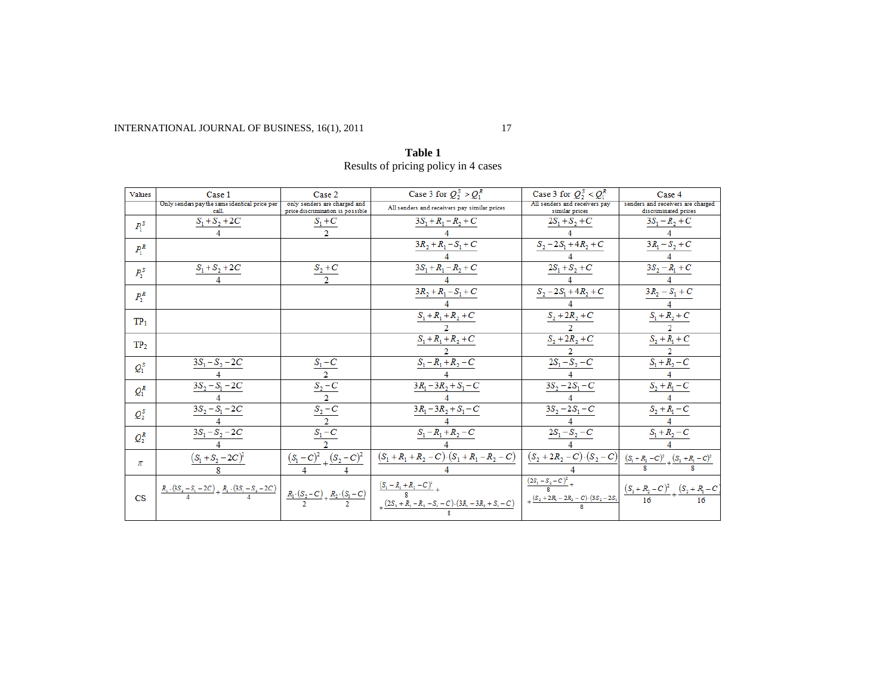**Table 1**
Results of pricing policy in 4 cases

| Values | Case 1 | Case 2 | Case 3 for $Q_2^S > Q_1^R$ | Case 3 for $Q_2^S < Q_1^R$ | Case 4 |
|---|---|---|---|---|---|
| | Only senders pay the same identical price per call. | only senders are charged and price discrimination is possible | All senders and receivers pay similar prices | All senders and receivers pay similar prices | senders and receivers are charged discriminated prices |
| $P_1^S$ | $\frac{S_1+S_2+2C}{4}$ | $\frac{S_1+C}{2}$ | $\frac{3S_1+R_1-R_2+C}{4}$ | $\frac{2S_1+S_2+C}{4}$ | $\frac{3S_1-R_2+C}{4}$ |
| $P_1^R$ | | | $\frac{3R_2+R_1-S_1+C}{4}$ | $\frac{S_2-2S_1+4R_2+C}{4}$ | $\frac{3R_1-S_2+C}{4}$ |
| $P_2^S$ | $\frac{S_1+S_2+2C}{4}$ | $\frac{S_2+C}{2}$ | $\frac{3S_1+R_1-R_2+C}{4}$ | $\frac{2S_1+S_2+C}{4}$ | $\frac{3S_2-R_1+C}{4}$ |
| $P_2^R$ | | | $\frac{3R_2+R_1-S_1+C}{4}$ | $\frac{S_2-2S_1+4R_2+C}{4}$ | $\frac{3R_2-S_1+C}{4}$ |
| $TP_1$ | | | $\frac{S_1+R_1+R_2+C}{2}$ | $\frac{S_2+2R_2+C}{2}$ | $\frac{S_1+R_2+C}{2}$ |
| $TP_2$ | | | $\frac{S_1+R_1+R_2+C}{2}$ | $\frac{S_2+2R_2+C}{2}$ | $\frac{S_2+R_1+C}{2}$ |
| $Q_1^S$ | $\frac{3S_1-S_2-2C}{4}$ | $\frac{S_1-C}{2}$ | $\frac{S_1-R_1+R_2-C}{4}$ | $\frac{2S_1-S_2-C}{4}$ | $\frac{S_1+R_2-C}{4}$ |
| $Q_1^R$ | $\frac{3S_2-S_1-2C}{4}$ | $\frac{S_2-C}{2}$ | $\frac{3R_1-3R_2+S_1-C}{4}$ | $\frac{3S_2-2S_1-C}{4}$ | $\frac{S_2+R_1-C}{4}$ |
| $Q_2^S$ | $\frac{3S_2-S_1-2C}{4}$ | $\frac{S_2-C}{2}$ | $\frac{3R_1-3R_2+S_1-C}{4}$ | $\frac{3S_2-2S_1-C}{4}$ | $\frac{S_2+R_1-C}{4}$ |
| $Q_2^R$ | $\frac{3S_1-S_2-2C}{4}$ | $\frac{S_1-C}{2}$ | $\frac{S_1-R_1+R_2-C}{4}$ | $\frac{2S_1-S_2-C}{4}$ | $\frac{S_1+R_2-C}{4}$ |
| $\pi$ | $\frac{(S_1+S_2-2C)^2}{8}$ | $\frac{(S_1-C)^2}{4}+\frac{(S_2-C)^2}{4}$ | $\frac{(S_1+R_1+R_2-C)\cdot(S_1+R_1-R_2-C)}{4}$ | $\frac{(S_2+2R_2-C)\cdot(S_2-C)}{4}$ | $\frac{(S_1+R_2-C)^2}{8}+\frac{(S_2+R_1-C)^2}{8}$ |
| CS | $\frac{R_1\cdot(3S_2-S_1-2C)}{4}+\frac{R_2\cdot(3S_1-S_2-2C)}{4}$ | $\frac{R_1\cdot(S_2-C)}{2}+\frac{R_2\cdot(S_1-C)}{2}$ | $\frac{(S_1-R_1+R_2-C)^2}{8}+\frac{(2S_1+R_1-R_2-S_1-C)\cdot(3R_1-3R_2+S_1-C)}{8}$ | $\frac{(2S_1-S_2-C)^2}{8}+\frac{(S_2+2R_1-2R_2-C)\cdot(3S_2-2S_1}{8}$ | $\frac{(S_1+R_2-C)^2}{16}+\frac{(S_2+R_1-C}{16}$ |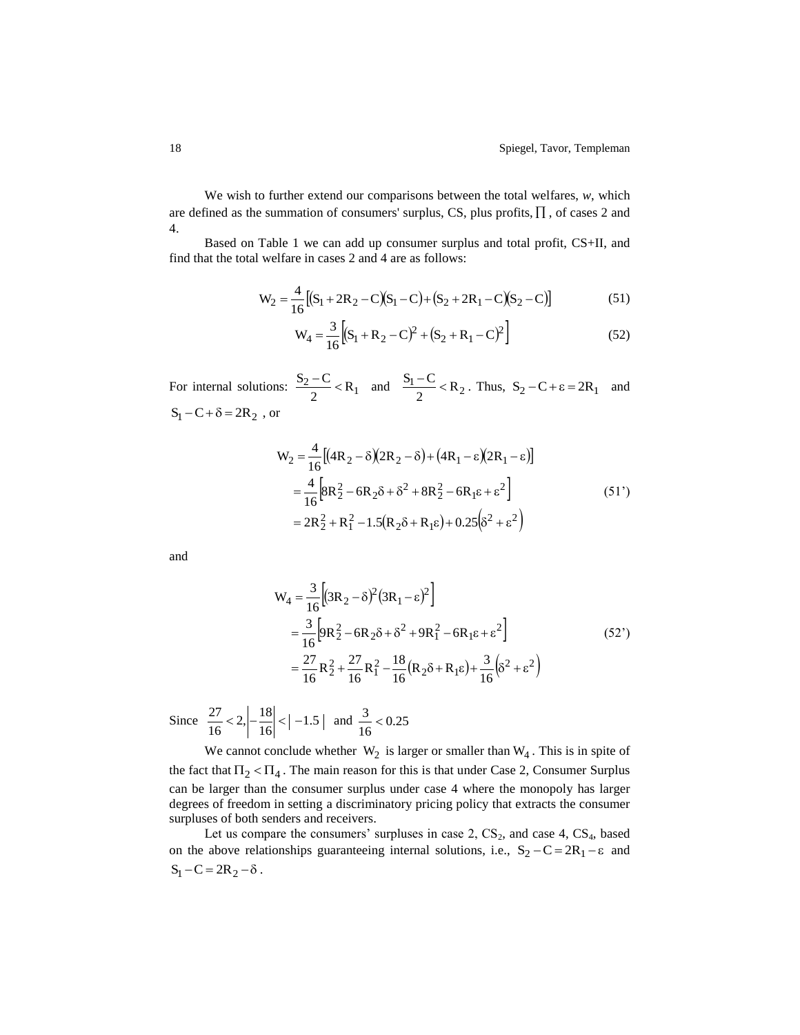We wish to further extend our comparisons between the total welfares, *w*, which are defined as the summation of consumers' surplus, CS, plus profits, $\prod$, of cases 2 and 4.

Based on Table 1 we can add up consumer surplus and total profit, CS+II, and find that the total welfare in cases 2 and 4 are as follows:

$$W_2 = \frac{4}{16}\left[(S_1 + 2R_2 - C)(S_1 - C) + (S_2 + 2R_1 - C)(S_2 - C)\right] \tag{51}$$

$$W_4 = \frac{3}{16}\left[(S_1 + R_2 - C)^2 + (S_2 + R_1 - C)^2\right] \tag{52}$$

For internal solutions: $\frac{S_2 - C}{2} < R_1$ and $\frac{S_1 - C}{2} < R_2$. Thus, $S_2 - C + \varepsilon = 2R_1$ and $S_1 - C + \delta = 2R_2$, or

$$\begin{aligned} W_2 &= \frac{4}{16}\left[(4R_2 - \delta)(2R_2 - \delta) + (4R_1 - \varepsilon)(2R_1 - \varepsilon)\right] \\ &= \frac{4}{16}\left[8R_2^2 - 6R_2\delta + \delta^2 + 8R_2^2 - 6R_1\varepsilon + \varepsilon^2\right] \\ &= 2R_2^2 + R_1^2 - 1.5(R_2\delta + R_1\varepsilon) + 0.25(\delta^2 + \varepsilon^2) \end{aligned} \tag{51'}$$

and

$$\begin{aligned} W_4 &= \frac{3}{16}\left[(3R_2 - \delta)^2 (3R_1 - \varepsilon)^2\right] \\ &= \frac{3}{16}\left[9R_2^2 - 6R_2\delta + \delta^2 + 9R_1^2 - 6R_1\varepsilon + \varepsilon^2\right] \\ &= \frac{27}{16}R_2^2 + \frac{27}{16}R_1^2 - \frac{18}{16}(R_2\delta + R_1\varepsilon) + \frac{3}{16}(\delta^2 + \varepsilon^2) \end{aligned} \tag{52'}$$

Since $\frac{27}{16} < 2, \left|-\frac{18}{16}\right| < |-1.5|$ and $\frac{3}{16} < 0.25$

We cannot conclude whether $W_2$ is larger or smaller than $W_4$. This is in spite of the fact that $\Pi_2 < \Pi_4$. The main reason for this is that under Case 2, Consumer Surplus can be larger than the consumer surplus under case 4 where the monopoly has larger degrees of freedom in setting a discriminatory pricing policy that extracts the consumer surpluses of both senders and receivers.

Let us compare the consumers' surpluses in case 2, $CS_2$, and case 4, $CS_4$, based on the above relationships guaranteeing internal solutions, i.e., $S_2 - C = 2R_1 - \varepsilon$ and $S_1 - C = 2R_2 - \delta$.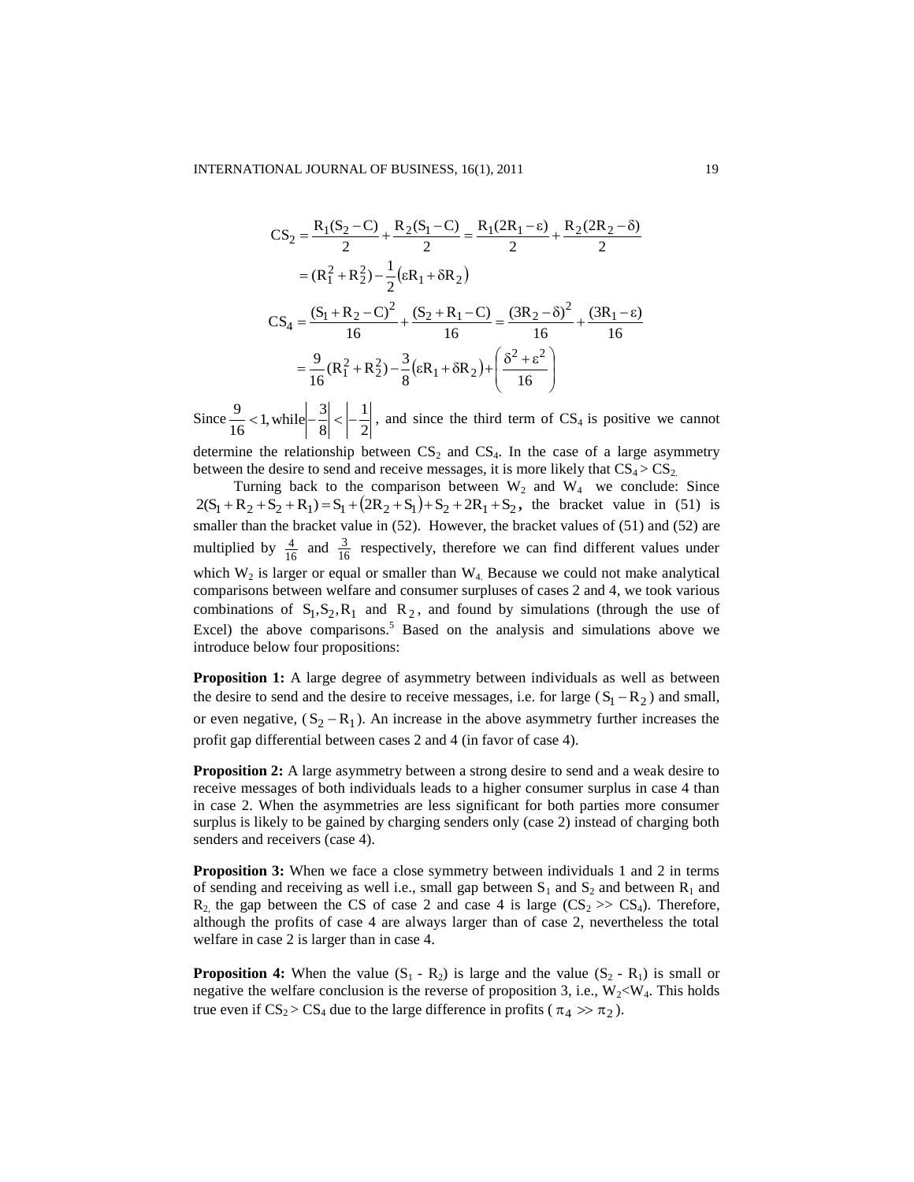$$CS_2 = \frac{R_1(S_2 - C)}{2} + \frac{R_2(S_1 - C)}{2} = \frac{R_1(2R_1 - \varepsilon)}{2} + \frac{R_2(2R_2 - \delta)}{2}$$

$$= (R_1^2 + R_2^2) - \frac{1}{2}(\varepsilon R_1 + \delta R_2)$$

$$CS_4 = \frac{(S_1 + R_2 - C)^2}{16} + \frac{(S_2 + R_1 - C)}{16} = \frac{(3R_2 - \delta)^2}{16} + \frac{(3R_1 - \varepsilon)}{16}$$

$$= \frac{9}{16}(R_1^2 + R_2^2) - \frac{3}{8}(\varepsilon R_1 + \delta R_2) + \left(\frac{\delta^2 + \varepsilon^2}{16}\right)$$

Since $\frac{9}{16} < 1$, while $\left|-\frac{3}{8}\right| < \left|-\frac{1}{2}\right|$, and since the third term of $CS_4$ is positive we cannot determine the relationship between $CS_2$ and $CS_4$. In the case of a large asymmetry between the desire to send and receive messages, it is more likely that $CS_4 > CS_2$.

Turning back to the comparison between $W_2$ and $W_4$ we conclude: Since $2(S_1 + R_2 + S_2 + R_1) = S_1 + (2R_2 + S_1) + S_2 + 2R_1 + S_2$, the bracket value in (51) is smaller than the bracket value in (52). However, the bracket values of (51) and (52) are multiplied by $\frac{4}{16}$ and $\frac{3}{16}$ respectively, therefore we can find different values under which $W_2$ is larger or equal or smaller than $W_4$. Because we could not make analytical comparisons between welfare and consumer surpluses of cases 2 and 4, we took various combinations of $S_1, S_2, R_1$ and $R_2$, and found by simulations (through the use of Excel) the above comparisons.[5] Based on the analysis and simulations above we introduce below four propositions:

**Proposition 1:** A large degree of asymmetry between individuals as well as between the desire to send and the desire to receive messages, i.e. for large $(S_1 - R_2)$ and small, or even negative, $(S_2 - R_1)$. An increase in the above asymmetry further increases the profit gap differential between cases 2 and 4 (in favor of case 4).

**Proposition 2:** A large asymmetry between a strong desire to send and a weak desire to receive messages of both individuals leads to a higher consumer surplus in case 4 than in case 2. When the asymmetries are less significant for both parties more consumer surplus is likely to be gained by charging senders only (case 2) instead of charging both senders and receivers (case 4).

**Proposition 3:** When we face a close symmetry between individuals 1 and 2 in terms of sending and receiving as well i.e., small gap between $S_1$ and $S_2$ and between $R_1$ and $R_2$, the gap between the CS of case 2 and case 4 is large ($CS_2 >> CS_4$). Therefore, although the profits of case 4 are always larger than of case 2, nevertheless the total welfare in case 2 is larger than in case 4.

**Proposition 4:** When the value $(S_1 - R_2)$ is large and the value $(S_2 - R_1)$ is small or negative the welfare conclusion is the reverse of proposition 3, i.e., $W_2 < W_4$. This holds true even if $CS_2 > CS_4$ due to the large difference in profits ($\pi_4 >> \pi_2$).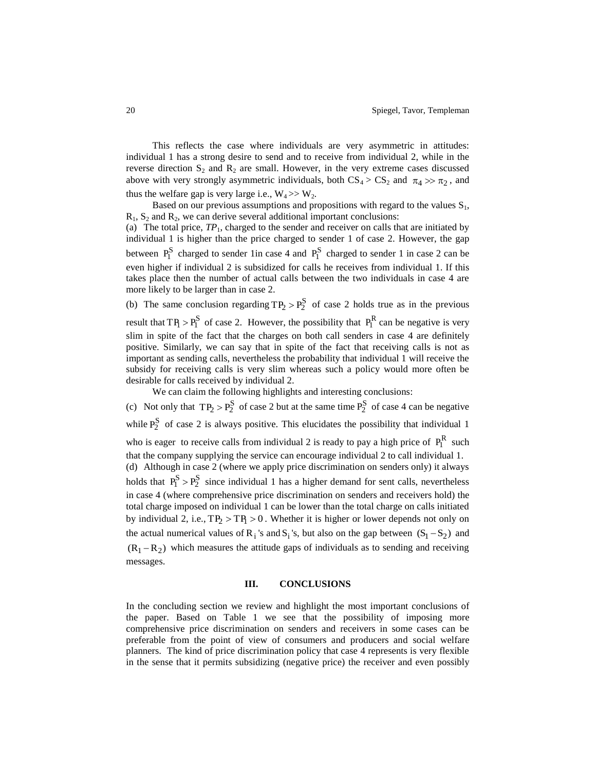This reflects the case where individuals are very asymmetric in attitudes: individual 1 has a strong desire to send and to receive from individual 2, while in the reverse direction $S_2$ and $R_2$ are small. However, in the very extreme cases discussed above with very strongly asymmetric individuals, both $CS_4 > CS_2$ and $\pi_4 >> \pi_2$, and thus the welfare gap is very large i.e., $W_4 >> W_2$.

Based on our previous assumptions and propositions with regard to the values $S_1$, $R_1$, $S_2$ and $R_2$, we can derive several additional important conclusions:

(a) The total price, $TP_1$, charged to the sender and receiver on calls that are initiated by individual 1 is higher than the price charged to sender 1 of case 2. However, the gap between $P_1^S$ charged to sender 1in case 4 and $P_1^S$ charged to sender 1 in case 2 can be even higher if individual 2 is subsidized for calls he receives from individual 1. If this takes place then the number of actual calls between the two individuals in case 4 are more likely to be larger than in case 2.

(b) The same conclusion regarding $TP_2 > P_2^S$ of case 2 holds true as in the previous result that $TP_1 > P_1^S$ of case 2. However, the possibility that $P_1^R$ can be negative is very slim in spite of the fact that the charges on both call senders in case 4 are definitely positive. Similarly, we can say that in spite of the fact that receiving calls is not as important as sending calls, nevertheless the probability that individual 1 will receive the subsidy for receiving calls is very slim whereas such a policy would more often be desirable for calls received by individual 2.

We can claim the following highlights and interesting conclusions:

(c) Not only that $TP_2 > P_2^S$ of case 2 but at the same time $P_2^S$ of case 4 can be negative while $P_2^S$ of case 2 is always positive. This elucidates the possibility that individual 1 who is eager to receive calls from individual 2 is ready to pay a high price of $P_1^R$ such that the company supplying the service can encourage individual 2 to call individual 1.

(d) Although in case 2 (where we apply price discrimination on senders only) it always holds that $P_1^S > P_2^S$ since individual 1 has a higher demand for sent calls, nevertheless in case 4 (where comprehensive price discrimination on senders and receivers hold) the total charge imposed on individual 1 can be lower than the total charge on calls initiated by individual 2, i.e., $TP_2 > TP_1 > 0$. Whether it is higher or lower depends not only on the actual numerical values of $R_i$'s and $S_i$'s, but also on the gap between $(S_1 - S_2)$ and $(R_1 - R_2)$ which measures the attitude gaps of individuals as to sending and receiving messages.

## III. CONCLUSIONS

In the concluding section we review and highlight the most important conclusions of the paper. Based on Table 1 we see that the possibility of imposing more comprehensive price discrimination on senders and receivers in some cases can be preferable from the point of view of consumers and producers and social welfare planners. The kind of price discrimination policy that case 4 represents is very flexible in the sense that it permits subsidizing (negative price) the receiver and even possibly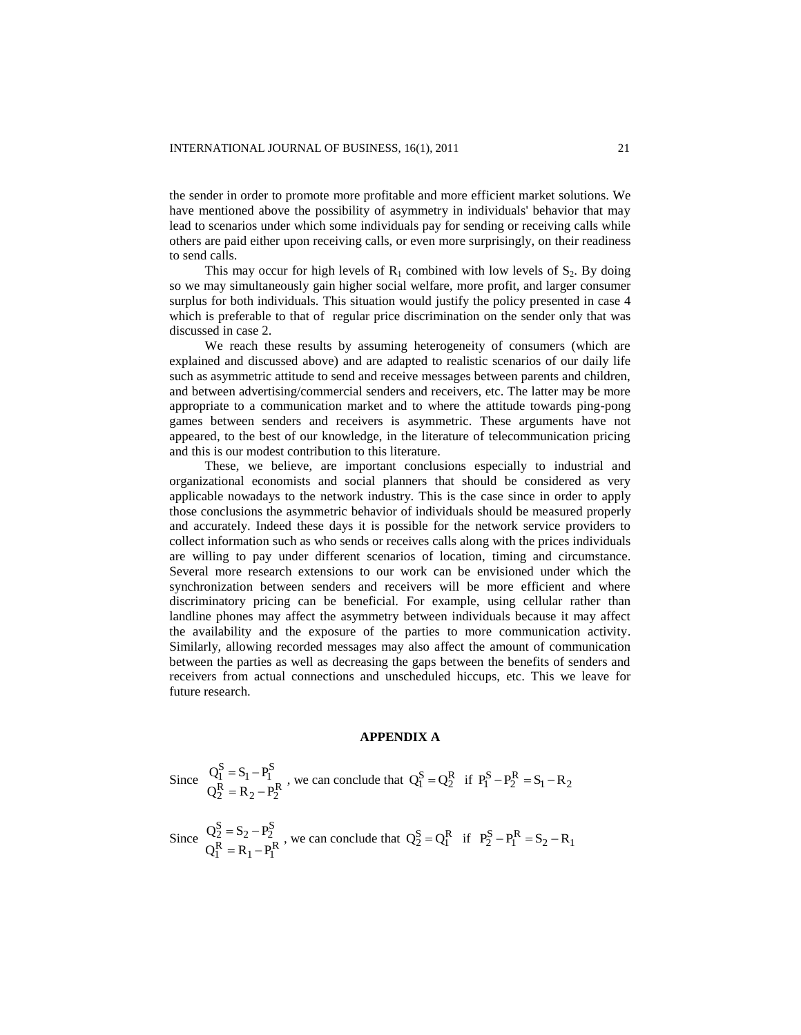the sender in order to promote more profitable and more efficient market solutions. We have mentioned above the possibility of asymmetry in individuals' behavior that may lead to scenarios under which some individuals pay for sending or receiving calls while others are paid either upon receiving calls, or even more surprisingly, on their readiness to send calls.

This may occur for high levels of $R_1$ combined with low levels of $S_2$. By doing so we may simultaneously gain higher social welfare, more profit, and larger consumer surplus for both individuals. This situation would justify the policy presented in case 4 which is preferable to that of regular price discrimination on the sender only that was discussed in case 2.

We reach these results by assuming heterogeneity of consumers (which are explained and discussed above) and are adapted to realistic scenarios of our daily life such as asymmetric attitude to send and receive messages between parents and children, and between advertising/commercial senders and receivers, etc. The latter may be more appropriate to a communication market and to where the attitude towards ping-pong games between senders and receivers is asymmetric. These arguments have not appeared, to the best of our knowledge, in the literature of telecommunication pricing and this is our modest contribution to this literature.

These, we believe, are important conclusions especially to industrial and organizational economists and social planners that should be considered as very applicable nowadays to the network industry. This is the case since in order to apply those conclusions the asymmetric behavior of individuals should be measured properly and accurately. Indeed these days it is possible for the network service providers to collect information such as who sends or receives calls along with the prices individuals are willing to pay under different scenarios of location, timing and circumstance. Several more research extensions to our work can be envisioned under which the synchronization between senders and receivers will be more efficient and where discriminatory pricing can be beneficial. For example, using cellular rather than landline phones may affect the asymmetry between individuals because it may affect the availability and the exposure of the parties to more communication activity. Similarly, allowing recorded messages may also affect the amount of communication between the parties as well as decreasing the gaps between the benefits of senders and receivers from actual connections and unscheduled hiccups, etc. This we leave for future research.

## APPENDIX A

Since $\begin{matrix} Q_1^S = S_1 - P_1^S \\ Q_2^R = R_2 - P_2^R \end{matrix}$, we can conclude that $Q_1^S = Q_2^R$ if $P_1^S - P_2^R = S_1 - R_2$

Since $\begin{matrix} Q_2^S = S_2 - P_2^S \\ Q_1^R = R_1 - P_1^R \end{matrix}$, we can conclude that $Q_2^S = Q_1^R$ if $P_2^S - P_1^R = S_2 - R_1$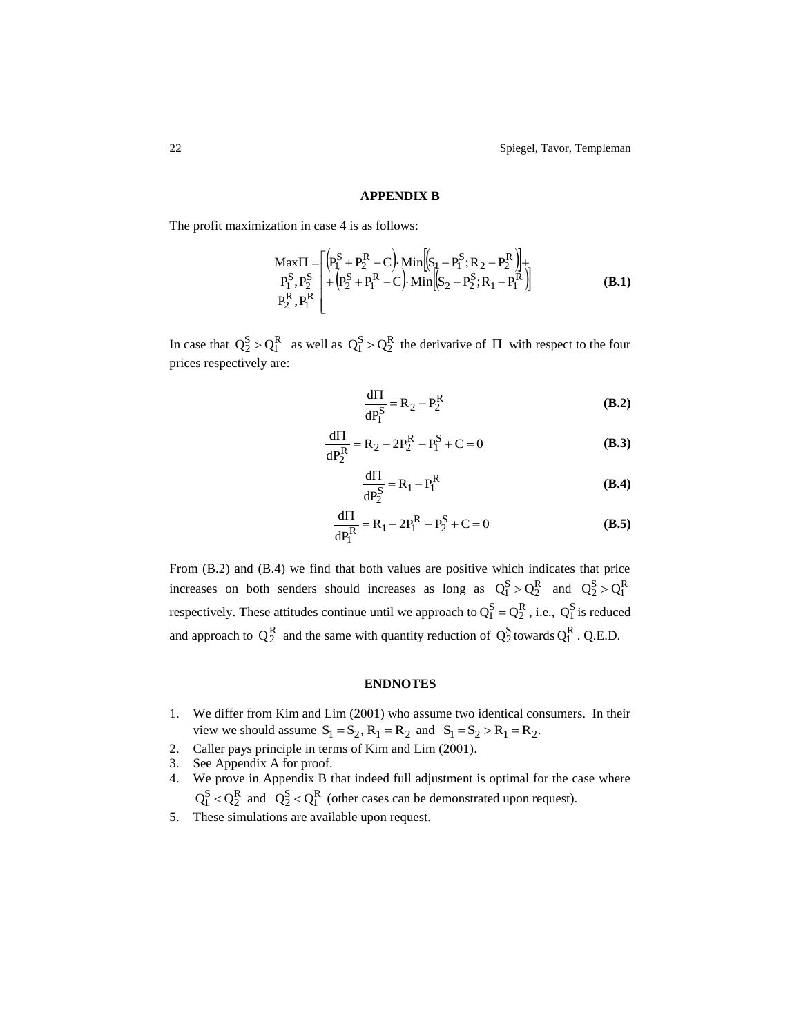## APPENDIX B

The profit maximization in case 4 is as follows:

$$\underset{\substack{P_1^S, P_2^S \\ P_2^R, P_1^R}}{\operatorname{Max}} \Pi = \left[ \begin{array}{l} \left(P_1^S + P_2^R - C\right) \cdot \operatorname{Min}\left[\left(S_1 - P_1^S ; R_2 - P_2^R\right)\right] + \\ + \left(P_2^S + P_1^R - C\right) \cdot \operatorname{Min}\left[\left(S_2 - P_2^S ; R_1 - P_1^R\right)\right] \end{array} \right. \tag{B.1}$$

In case that $Q_2^S > Q_1^R$ as well as $Q_1^S > Q_2^R$ the derivative of $\Pi$ with respect to the four prices respectively are:

$$\frac{d\Pi}{dP_1^S} = R_2 - P_2^R \tag{B.2}$$

$$\frac{d\Pi}{dP_2^R} = R_2 - 2P_2^R - P_1^S + C = 0 \tag{B.3}$$

$$\frac{d\Pi}{dP_2^S} = R_1 - P_1^R \tag{B.4}$$

$$\frac{d\Pi}{dP_1^R} = R_1 - 2P_1^R - P_2^S + C = 0 \tag{B.5}$$

From (B.2) and (B.4) we find that both values are positive which indicates that price increases on both senders should increases as long as $Q_1^S > Q_2^R$ and $Q_2^S > Q_1^R$ respectively. These attitudes continue until we approach to $Q_1^S = Q_2^R$, i.e., $Q_1^S$ is reduced and approach to $Q_2^R$ and the same with quantity reduction of $Q_2^S$ towards $Q_1^R$. Q.E.D.

## ENDNOTES

1. We differ from Kim and Lim (2001) who assume two identical consumers. In their view we should assume $S_1 = S_2, R_1 = R_2$ and $S_1 = S_2 > R_1 = R_2$.
2. Caller pays principle in terms of Kim and Lim (2001).
3. See Appendix A for proof.
4. We prove in Appendix B that indeed full adjustment is optimal for the case where $Q_1^S < Q_2^R$ and $Q_2^S < Q_1^R$ (other cases can be demonstrated upon request).
5. These simulations are available upon request.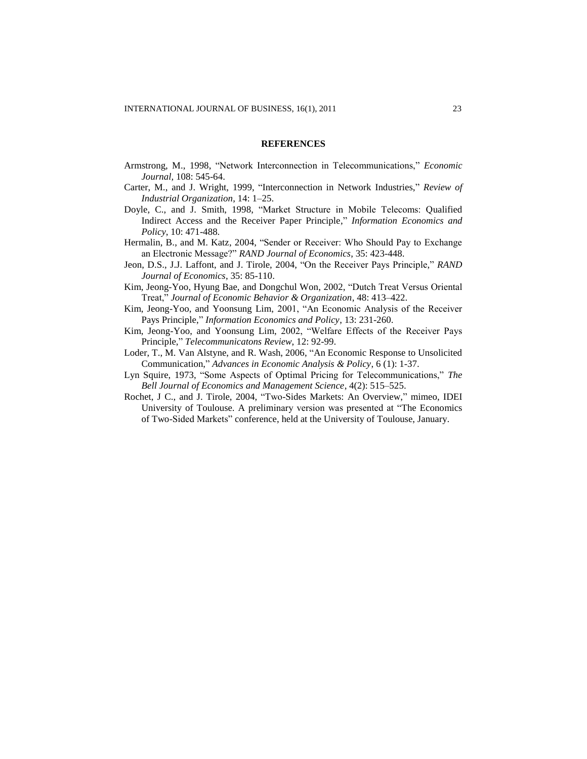## REFERENCES

Armstrong, M., 1998, "Network Interconnection in Telecommunications," *Economic Journal*, 108: 545-64.

Carter, M., and J. Wright, 1999, "Interconnection in Network Industries," *Review of Industrial Organization*, 14: 1–25.

Doyle, C., and J. Smith, 1998, "Market Structure in Mobile Telecoms: Qualified Indirect Access and the Receiver Paper Principle," *Information Economics and Policy*, 10: 471-488.

Hermalin, B., and M. Katz, 2004, "Sender or Receiver: Who Should Pay to Exchange an Electronic Message?" *RAND Journal of Economics*, 35: 423-448.

Jeon, D.S., J.J. Laffont, and J. Tirole, 2004, "On the Receiver Pays Principle," *RAND Journal of Economics*, 35: 85-110.

Kim, Jeong-Yoo, Hyung Bae, and Dongchul Won, 2002, "Dutch Treat Versus Oriental Treat," *Journal of Economic Behavior & Organization*, 48: 413–422.

Kim, Jeong-Yoo, and Yoonsung Lim, 2001, "An Economic Analysis of the Receiver Pays Principle," *Information Economics and Policy*, 13: 231-260.

Kim, Jeong-Yoo, and Yoonsung Lim, 2002, "Welfare Effects of the Receiver Pays Principle," *Telecommunicatons Review*, 12: 92-99.

Loder, T., M. Van Alstyne, and R. Wash, 2006, "An Economic Response to Unsolicited Communication," *Advances in Economic Analysis & Policy*, 6 (1): 1-37.

Lyn Squire, 1973, "Some Aspects of Optimal Pricing for Telecommunications," *The Bell Journal of Economics and Management Science*, 4(2): 515–525.

Rochet, J C., and J. Tirole, 2004, "Two-Sides Markets: An Overview," mimeo, IDEI University of Toulouse. A preliminary version was presented at "The Economics of Two-Sided Markets" conference, held at the University of Toulouse, January.